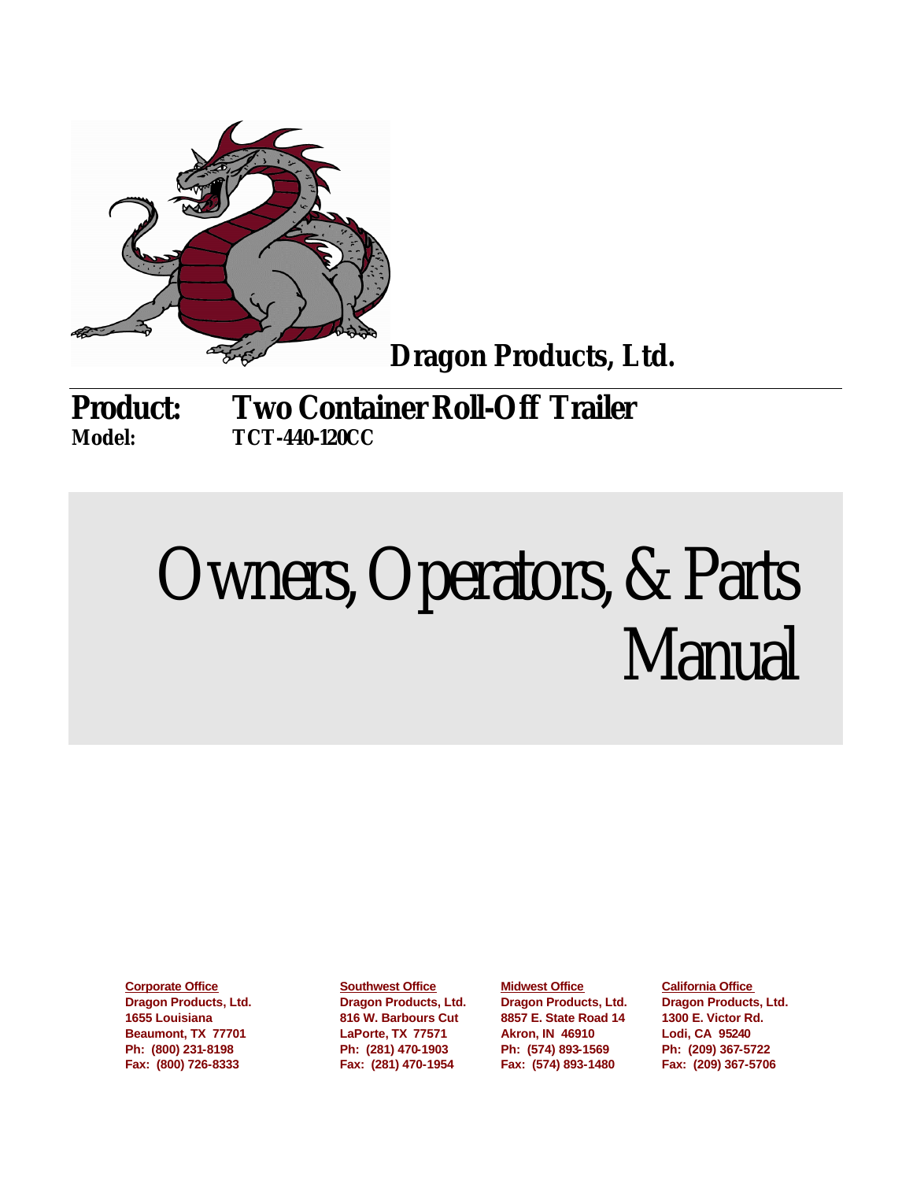**Dragon Products, Ltd.**

**Product:** **Two Container Roll-Off Trailer**
**Model:** **TCT-440-120CC**

# Owners, Operators, & Parts Manual

**Corporate Office**
**Dragon Products, Ltd.**
**1655 Louisiana**
**Beaumont, TX 77701**
**Ph: (800) 231-8198**
**Fax: (800) 726-8333**

**Southwest Office**
**Dragon Products, Ltd.**
**816 W. Barbours Cut**
**LaPorte, TX 77571**
**Ph: (281) 470-1903**
**Fax: (281) 470-1954**

**Midwest Office**
**Dragon Products, Ltd.**
**8857 E. State Road 14**
**Akron, IN 46910**
**Ph: (574) 893-1569**
**Fax: (574) 893-1480**

**California Office**
**Dragon Products, Ltd.**
**1300 E. Victor Rd.**
**Lodi, CA 95240**
**Ph: (209) 367-5722**
**Fax: (209) 367-5706**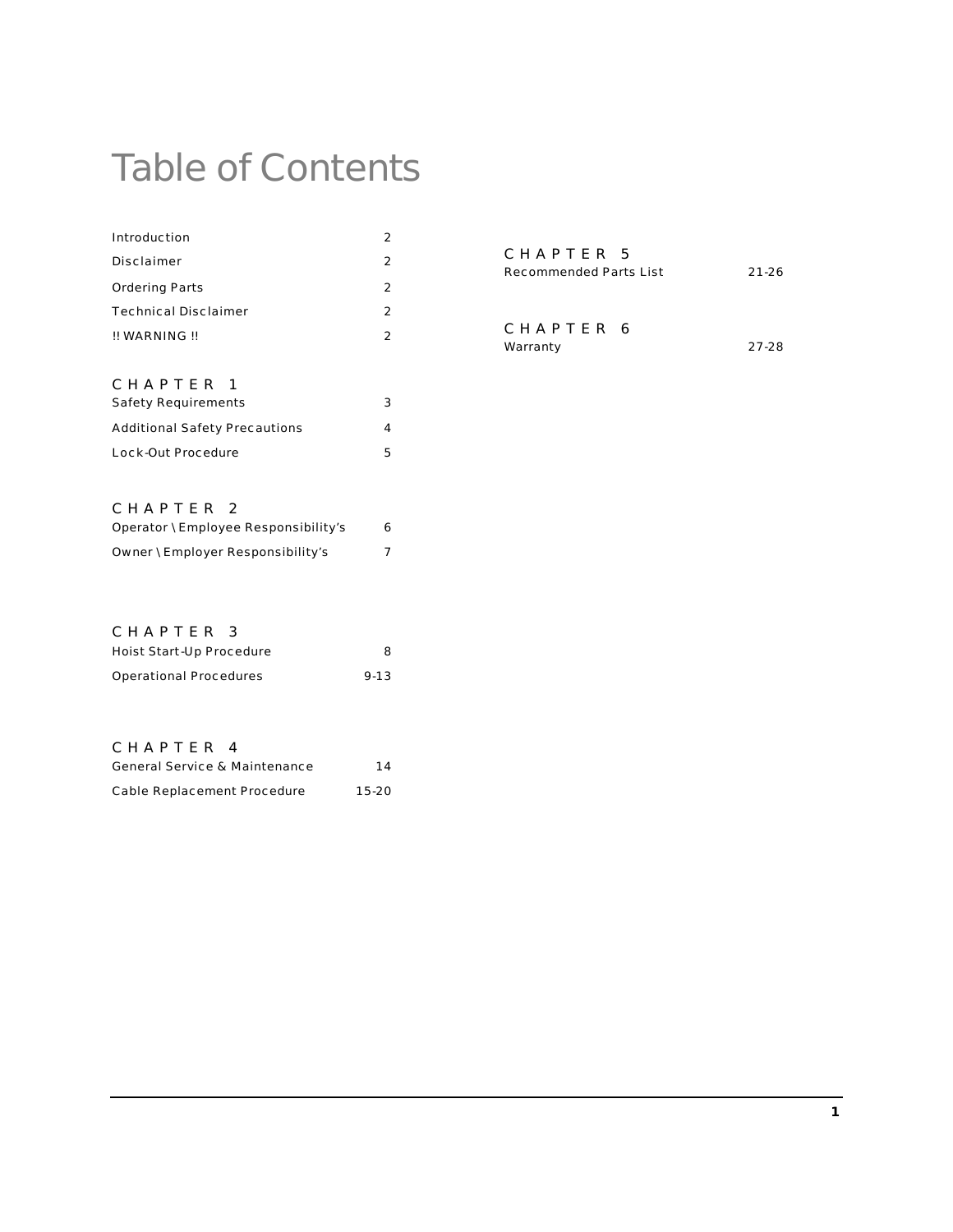# Table of Contents

| | |
|---|---|
| Introduction | 2 |
| Disclaimer | 2 |
| Ordering Parts | 2 |
| Technical Disclaimer | 2 |
| !! WARNING !! | 2 |

## CHAPTER 1

| | |
|---|---|
| Safety Requirements | 3 |
| Additional Safety Precautions | 4 |
| Lock-Out Procedure | 5 |

## CHAPTER 2

| | |
|---|---|
| Operator \ Employee Responsibility's | 6 |
| Owner \ Employer Responsibility's | 7 |

## CHAPTER 3

| | |
|---|---|
| Hoist Start-Up Procedure | 8 |
| Operational Procedures | 9-13 |

## CHAPTER 4

| | |
|---|---|
| General Service & Maintenance | 14 |
| Cable Replacement Procedure | 15-20 |

## CHAPTER 5

| | |
|---|---|
| Recommended Parts List | 21-26 |

## CHAPTER 6

| | |
|---|---|
| Warranty | 27-28 |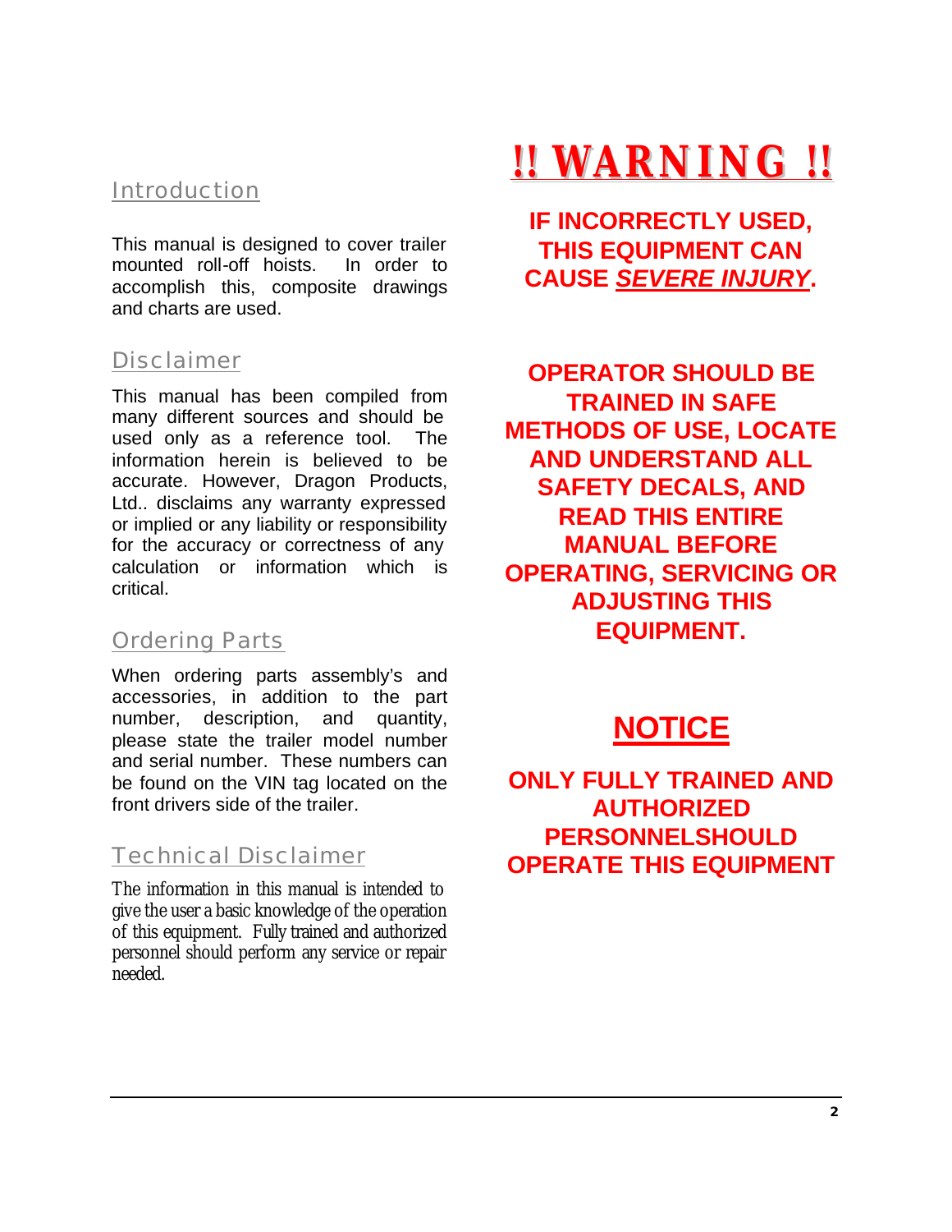## Introduction

This manual is designed to cover trailer mounted roll-off hoists. In order to accomplish this, composite drawings and charts are used.

## Disclaimer

This manual has been compiled from many different sources and should be used only as a reference tool. The information herein is believed to be accurate. However, Dragon Products, Ltd.. disclaims any warranty expressed or implied or any liability or responsibility for the accuracy or correctness of any calculation or information which is critical.

## Ordering Parts

When ordering parts assembly's and accessories, in addition to the part number, description, and quantity, please state the trailer model number and serial number. These numbers can be found on the VIN tag located on the front drivers side of the trailer.

## Technical Disclaimer

The information in this manual is intended to give the user a basic knowledge of the operation of this equipment. Fully trained and authorized personnel should perform any service or repair needed.

# !! WARNING !!

**IF INCORRECTLY USED, THIS EQUIPMENT CAN CAUSE *SEVERE INJURY*.**

**OPERATOR SHOULD BE TRAINED IN SAFE METHODS OF USE, LOCATE AND UNDERSTAND ALL SAFETY DECALS, AND READ THIS ENTIRE MANUAL BEFORE OPERATING, SERVICING OR ADJUSTING THIS EQUIPMENT.**

## NOTICE

**ONLY FULLY TRAINED AND AUTHORIZED PERSONNELSHOULD OPERATE THIS EQUIPMENT**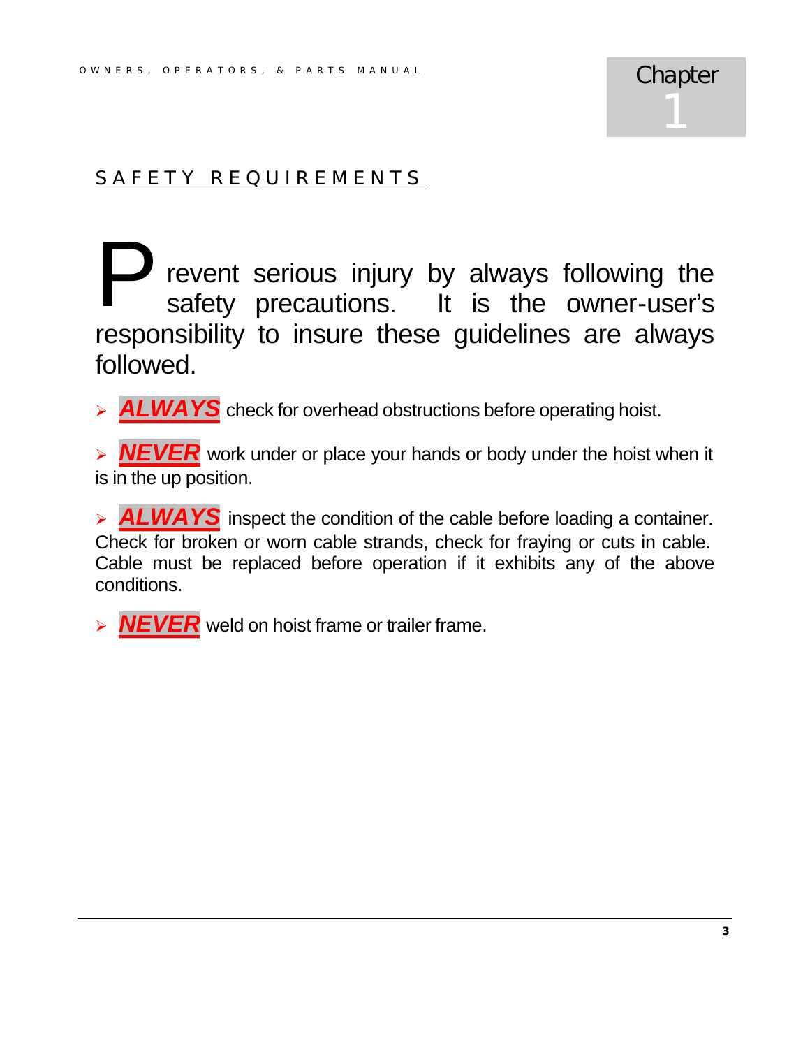# Chapter 1

## SAFETY REQUIREMENTS

Prevent serious injury by always following the safety precautions. It is the owner-user's responsibility to insure these guidelines are always followed.

- ***ALWAYS*** check for overhead obstructions before operating hoist.
- ***NEVER*** work under or place your hands or body under the hoist when it is in the up position.
- ***ALWAYS*** inspect the condition of the cable before loading a container. Check for broken or worn cable strands, check for fraying or cuts in cable. Cable must be replaced before operation if it exhibits any of the above conditions.
- ***NEVER*** weld on hoist frame or trailer frame.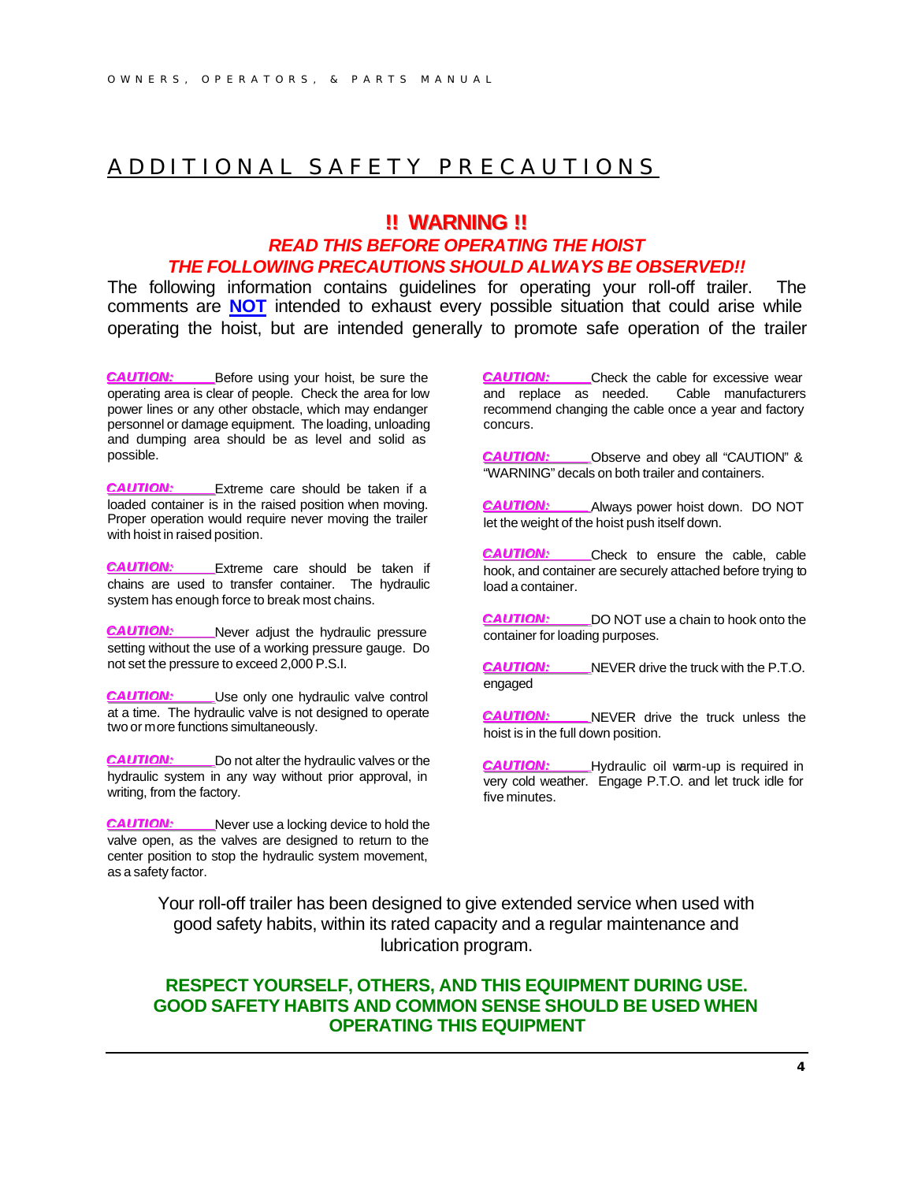# ADDITIONAL SAFETY PRECAUTIONS

## !! WARNING !!

***READ THIS BEFORE OPERATING THE HOIST***

***THE FOLLOWING PRECAUTIONS SHOULD ALWAYS BE OBSERVED!!***

The following information contains guidelines for operating your roll-off trailer. The comments are **NOT** intended to exhaust every possible situation that could arise while operating the hoist, but are intended generally to promote safe operation of the trailer

***CAUTION:*** Before using your hoist, be sure the operating area is clear of people. Check the area for low power lines or any other obstacle, which may endanger personnel or damage equipment. The loading, unloading and dumping area should be as level and solid as possible.

***CAUTION:*** Extreme care should be taken if a loaded container is in the raised position when moving. Proper operation would require never moving the trailer with hoist in raised position.

***CAUTION:*** Extreme care should be taken if chains are used to transfer container. The hydraulic system has enough force to break most chains.

***CAUTION:*** Never adjust the hydraulic pressure setting without the use of a working pressure gauge. Do not set the pressure to exceed 2,000 P.S.I.

***CAUTION:*** Use only one hydraulic valve control at a time. The hydraulic valve is not designed to operate two or more functions simultaneously.

***CAUTION:*** Do not alter the hydraulic valves or the hydraulic system in any way without prior approval, in writing, from the factory.

***CAUTION:*** Never use a locking device to hold the valve open, as the valves are designed to return to the center position to stop the hydraulic system movement, as a safety factor.

***CAUTION:*** Check the cable for excessive wear and replace as needed. Cable manufacturers recommend changing the cable once a year and factory concurs.

***CAUTION:*** Observe and obey all "CAUTION" & "WARNING" decals on both trailer and containers.

***CAUTION:*** Always power hoist down. DO NOT let the weight of the hoist push itself down.

***CAUTION:*** Check to ensure the cable, cable hook, and container are securely attached before trying to load a container.

***CAUTION:*** DO NOT use a chain to hook onto the container for loading purposes.

***CAUTION:*** NEVER drive the truck with the P.T.O. engaged

***CAUTION:*** NEVER drive the truck unless the hoist is in the full down position.

***CAUTION:*** Hydraulic oil warm-up is required in very cold weather. Engage P.T.O. and let truck idle for five minutes.

Your roll-off trailer has been designed to give extended service when used with good safety habits, within its rated capacity and a regular maintenance and lubrication program.

**RESPECT YOURSELF, OTHERS, AND THIS EQUIPMENT DURING USE. GOOD SAFETY HABITS AND COMMON SENSE SHOULD BE USED WHEN OPERATING THIS EQUIPMENT**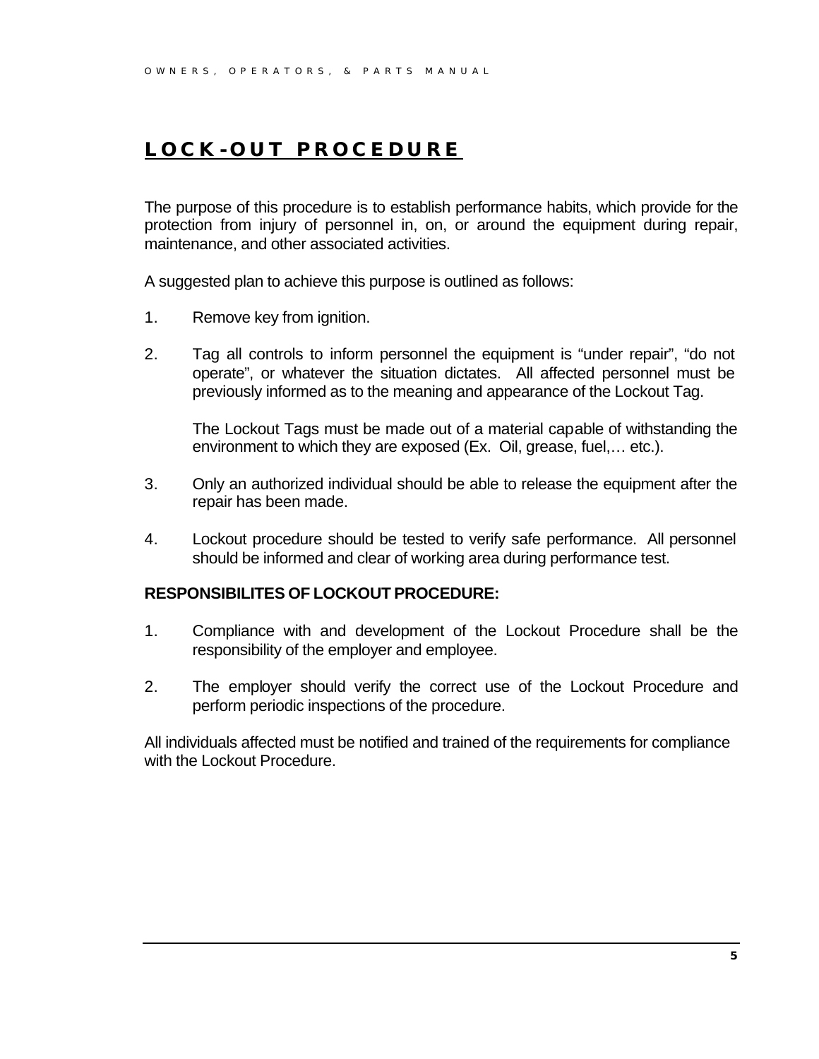# LOCK-OUT PROCEDURE

The purpose of this procedure is to establish performance habits, which provide for the protection from injury of personnel in, on, or around the equipment during repair, maintenance, and other associated activities.

A suggested plan to achieve this purpose is outlined as follows:

1. Remove key from ignition.

2. Tag all controls to inform personnel the equipment is "under repair", "do not operate", or whatever the situation dictates. All affected personnel must be previously informed as to the meaning and appearance of the Lockout Tag.

   The Lockout Tags must be made out of a material capable of withstanding the environment to which they are exposed (Ex. Oil, grease, fuel,… etc.).

3. Only an authorized individual should be able to release the equipment after the repair has been made.

4. Lockout procedure should be tested to verify safe performance. All personnel should be informed and clear of working area during performance test.

**RESPONSIBILITES OF LOCKOUT PROCEDURE:**

1. Compliance with and development of the Lockout Procedure shall be the responsibility of the employer and employee.

2. The employer should verify the correct use of the Lockout Procedure and perform periodic inspections of the procedure.

All individuals affected must be notified and trained of the requirements for compliance with the Lockout Procedure.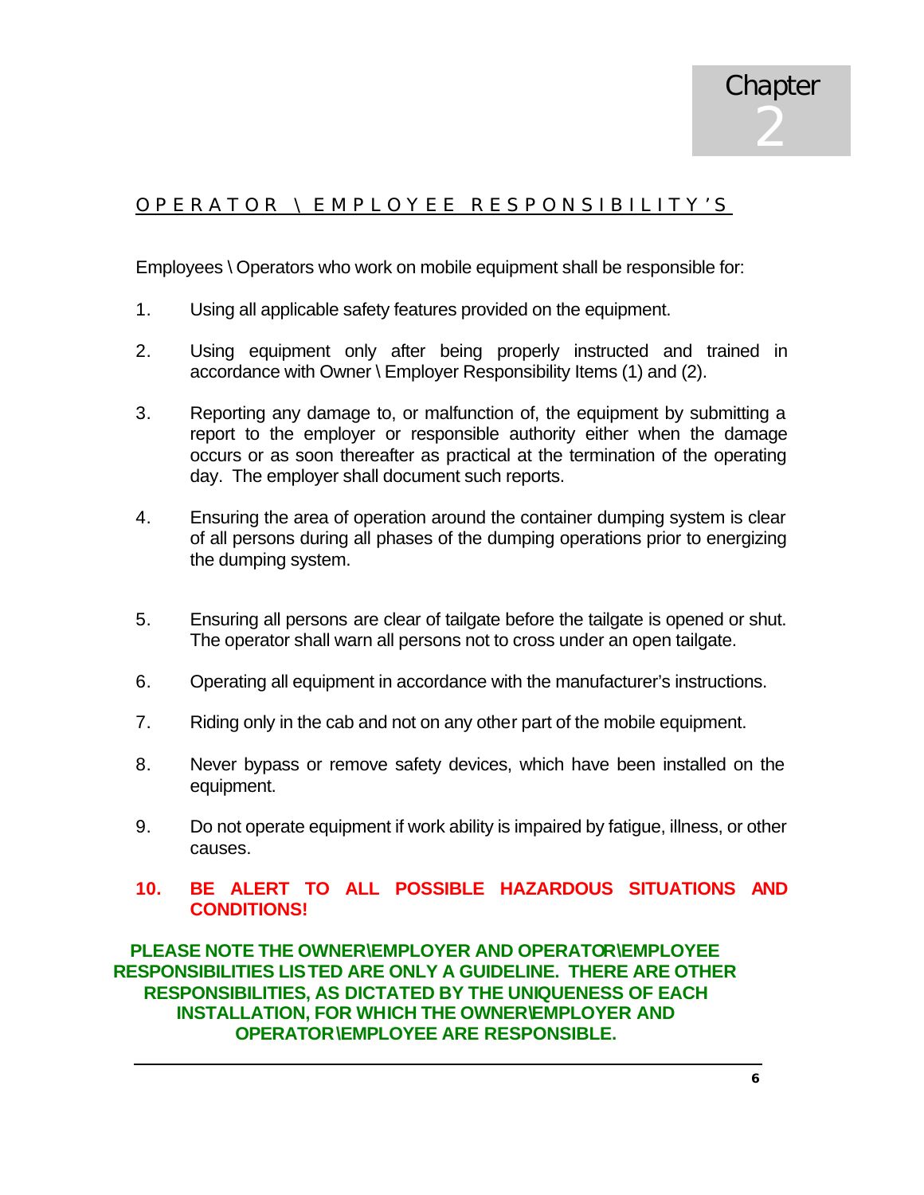# Chapter 2

## OPERATOR \ EMPLOYEE RESPONSIBILITY'S

Employees \ Operators who work on mobile equipment shall be responsible for:

1. Using all applicable safety features provided on the equipment.

2. Using equipment only after being properly instructed and trained in accordance with Owner \ Employer Responsibility Items (1) and (2).

3. Reporting any damage to, or malfunction of, the equipment by submitting a report to the employer or responsible authority either when the damage occurs or as soon thereafter as practical at the termination of the operating day. The employer shall document such reports.

4. Ensuring the area of operation around the container dumping system is clear of all persons during all phases of the dumping operations prior to energizing the dumping system.

5. Ensuring all persons are clear of tailgate before the tailgate is opened or shut. The operator shall warn all persons not to cross under an open tailgate.

6. Operating all equipment in accordance with the manufacturer's instructions.

7. Riding only in the cab and not on any other part of the mobile equipment.

8. Never bypass or remove safety devices, which have been installed on the equipment.

9. Do not operate equipment if work ability is impaired by fatigue, illness, or other causes.

10. **BE ALERT TO ALL POSSIBLE HAZARDOUS SITUATIONS AND CONDITIONS!**

**PLEASE NOTE THE OWNER\EMPLOYER AND OPERATOR\EMPLOYEE RESPONSIBILITIES LISTED ARE ONLY A GUIDELINE. THERE ARE OTHER RESPONSIBILITIES, AS DICTATED BY THE UNIQUENESS OF EACH INSTALLATION, FOR WHICH THE OWNER\EMPLOYER AND OPERATOR\EMPLOYEE ARE RESPONSIBLE.**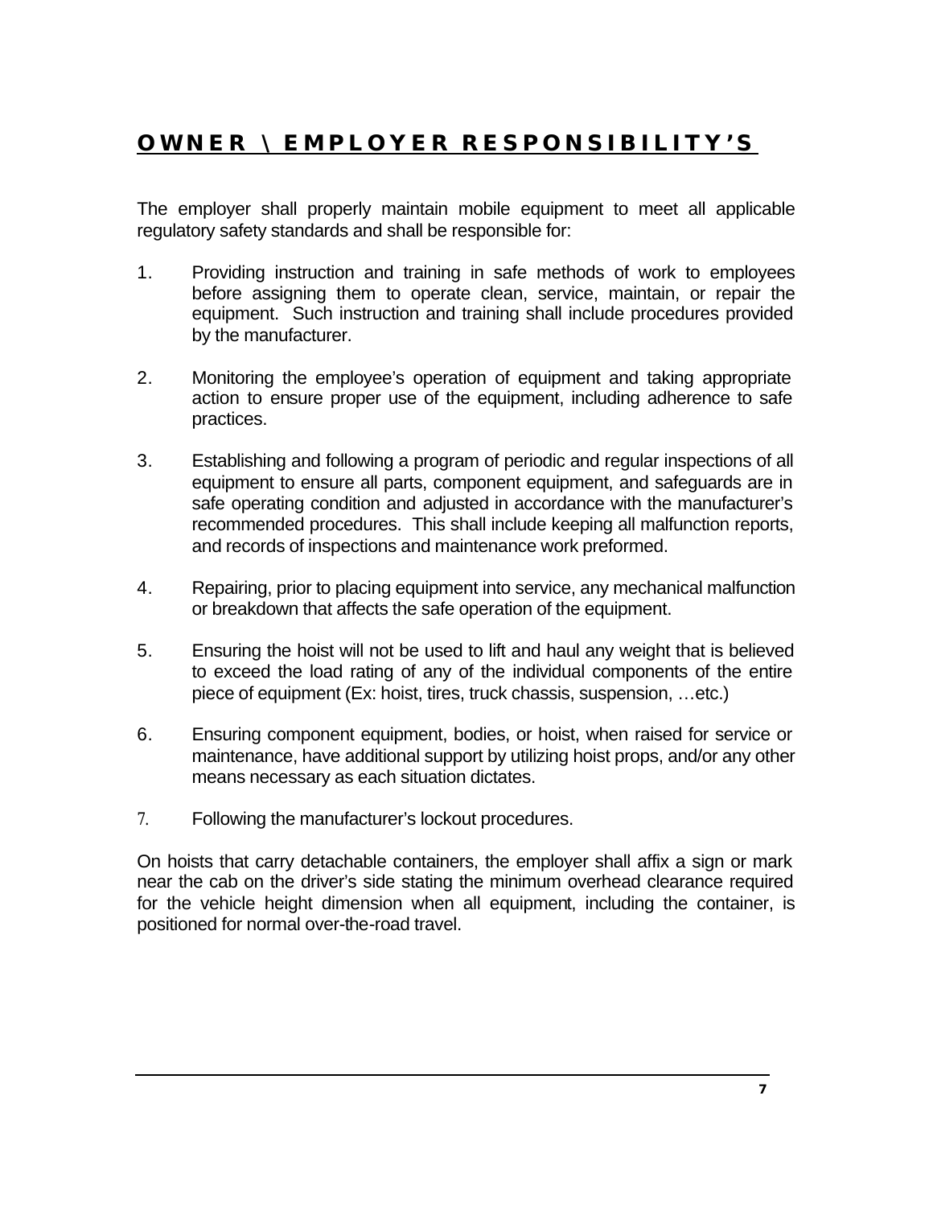## OWNER \ EMPLOYER RESPONSIBILITY'S

The employer shall properly maintain mobile equipment to meet all applicable regulatory safety standards and shall be responsible for:

1. Providing instruction and training in safe methods of work to employees before assigning them to operate clean, service, maintain, or repair the equipment. Such instruction and training shall include procedures provided by the manufacturer.

2. Monitoring the employee's operation of equipment and taking appropriate action to ensure proper use of the equipment, including adherence to safe practices.

3. Establishing and following a program of periodic and regular inspections of all equipment to ensure all parts, component equipment, and safeguards are in safe operating condition and adjusted in accordance with the manufacturer's recommended procedures. This shall include keeping all malfunction reports, and records of inspections and maintenance work preformed.

4. Repairing, prior to placing equipment into service, any mechanical malfunction or breakdown that affects the safe operation of the equipment.

5. Ensuring the hoist will not be used to lift and haul any weight that is believed to exceed the load rating of any of the individual components of the entire piece of equipment (Ex: hoist, tires, truck chassis, suspension, …etc.)

6. Ensuring component equipment, bodies, or hoist, when raised for service or maintenance, have additional support by utilizing hoist props, and/or any other means necessary as each situation dictates.

7. Following the manufacturer's lockout procedures.

On hoists that carry detachable containers, the employer shall affix a sign or mark near the cab on the driver's side stating the minimum overhead clearance required for the vehicle height dimension when all equipment, including the container, is positioned for normal over-the-road travel.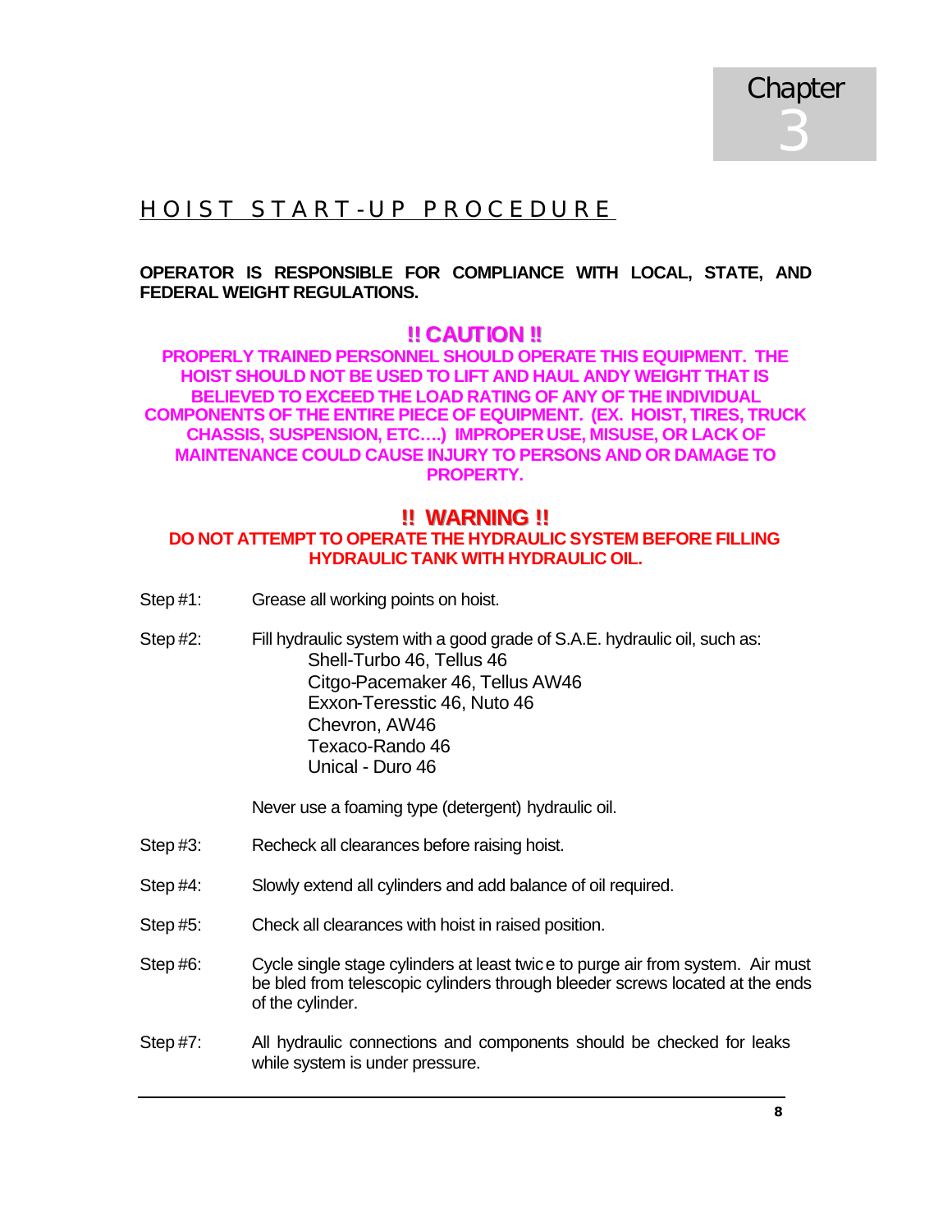# Chapter 3

## HOIST START-UP PROCEDURE

**OPERATOR IS RESPONSIBLE FOR COMPLIANCE WITH LOCAL, STATE, AND FEDERAL WEIGHT REGULATIONS.**

**!! CAUTION !!**

**PROPERLY TRAINED PERSONNEL SHOULD OPERATE THIS EQUIPMENT. THE HOIST SHOULD NOT BE USED TO LIFT AND HAUL ANDY WEIGHT THAT IS BELIEVED TO EXCEED THE LOAD RATING OF ANY OF THE INDIVIDUAL COMPONENTS OF THE ENTIRE PIECE OF EQUIPMENT. (EX. HOIST, TIRES, TRUCK CHASSIS, SUSPENSION, ETC….) IMPROPER USE, MISUSE, OR LACK OF MAINTENANCE COULD CAUSE INJURY TO PERSONS AND OR DAMAGE TO PROPERTY.**

**!! WARNING !!**

**DO NOT ATTEMPT TO OPERATE THE HYDRAULIC SYSTEM BEFORE FILLING HYDRAULIC TANK WITH HYDRAULIC OIL.**

Step #1: Grease all working points on hoist.

Step #2: Fill hydraulic system with a good grade of S.A.E. hydraulic oil, such as:

- Shell-Turbo 46, Tellus 46
- Citgo-Pacemaker 46, Tellus AW46
- Exxon-Teresstic 46, Nuto 46
- Chevron, AW46
- Texaco-Rando 46
- Unical - Duro 46

Never use a foaming type (detergent) hydraulic oil.

Step #3: Recheck all clearances before raising hoist.

Step #4: Slowly extend all cylinders and add balance of oil required.

Step #5: Check all clearances with hoist in raised position.

Step #6: Cycle single stage cylinders at least twice to purge air from system. Air must be bled from telescopic cylinders through bleeder screws located at the ends of the cylinder.

Step #7: All hydraulic connections and components should be checked for leaks while system is under pressure.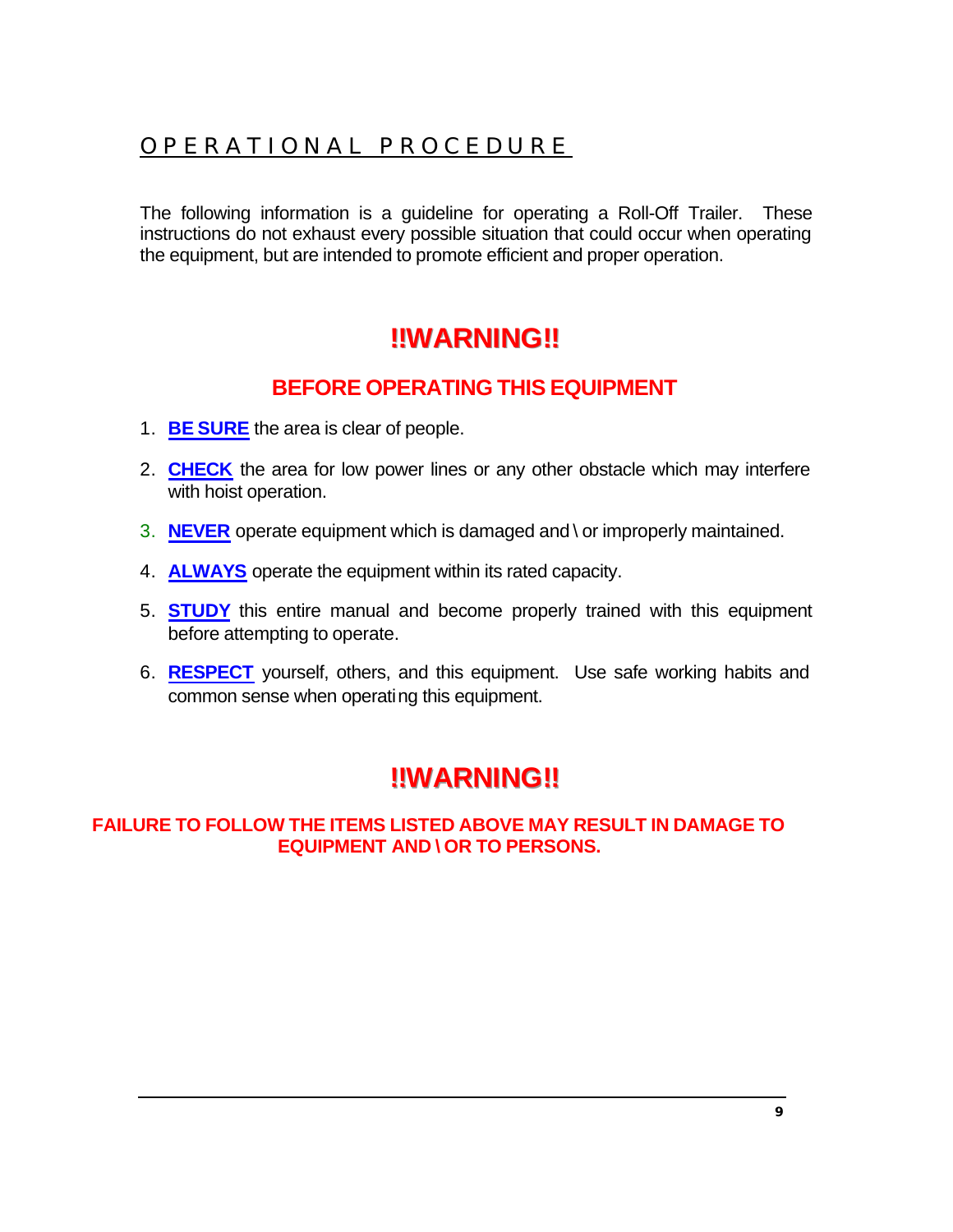# OPERATIONAL PROCEDURE

The following information is a guideline for operating a Roll-Off Trailer. These instructions do not exhaust every possible situation that could occur when operating the equipment, but are intended to promote efficient and proper operation.

## !!WARNING!!

### BEFORE OPERATING THIS EQUIPMENT

1. **BE SURE** the area is clear of people.
2. **CHECK** the area for low power lines or any other obstacle which may interfere with hoist operation.
3. **NEVER** operate equipment which is damaged and \ or improperly maintained.
4. **ALWAYS** operate the equipment within its rated capacity.
5. **STUDY** this entire manual and become properly trained with this equipment before attempting to operate.
6. **RESPECT** yourself, others, and this equipment. Use safe working habits and common sense when operating this equipment.

## !!WARNING!!

**FAILURE TO FOLLOW THE ITEMS LISTED ABOVE MAY RESULT IN DAMAGE TO EQUIPMENT AND \ OR TO PERSONS.**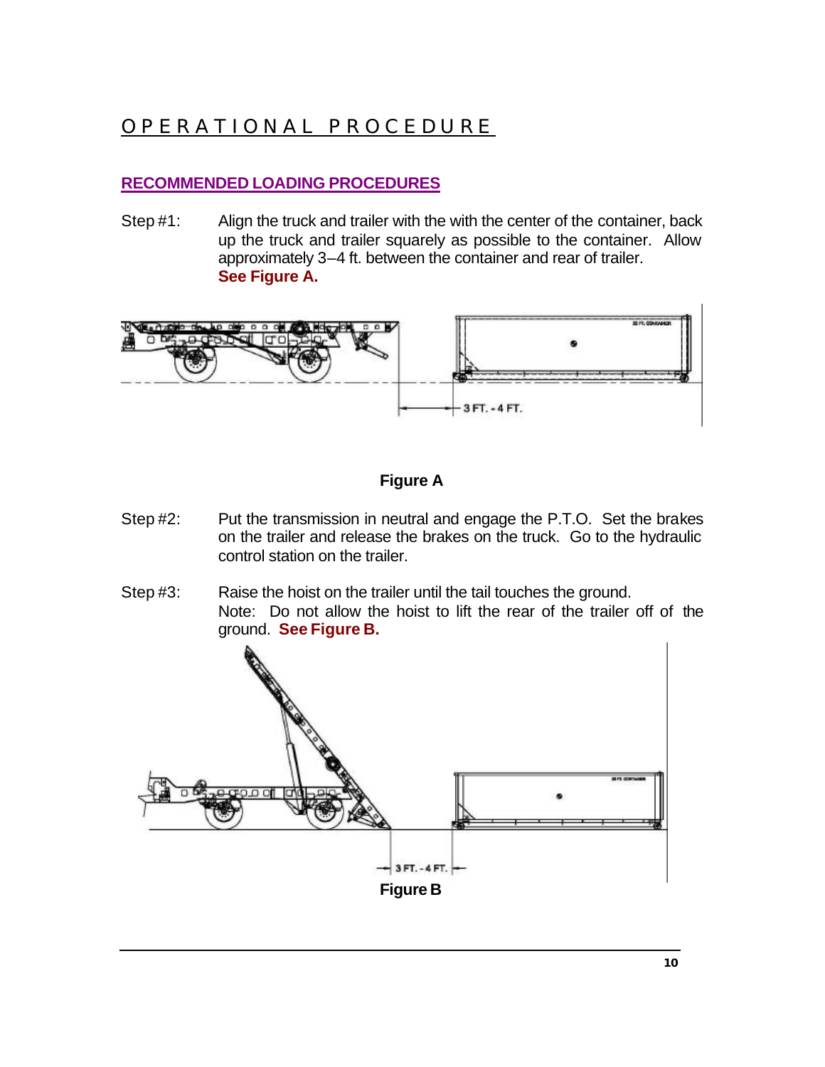# OPERATIONAL PROCEDURE

## RECOMMENDED LOADING PROCEDURES

Step #1: Align the truck and trailer with the with the center of the container, back up the truck and trailer squarely as possible to the container. Allow approximately 3–4 ft. between the container and rear of trailer. **See Figure A.**

**Figure A**

Step #2: Put the transmission in neutral and engage the P.T.O. Set the brakes on the trailer and release the brakes on the truck. Go to the hydraulic control station on the trailer.

Step #3: Raise the hoist on the trailer until the tail touches the ground. Note: Do not allow the hoist to lift the rear of the trailer off of the ground. **See Figure B.**

**Figure B**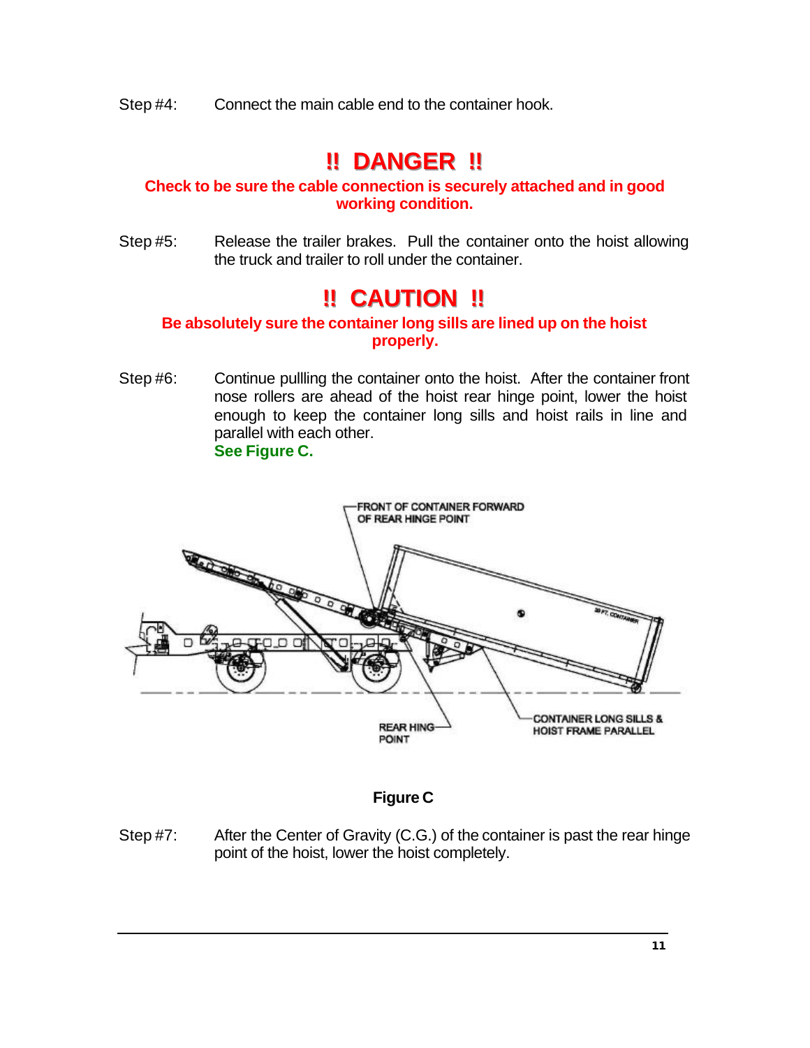Step #4: Connect the main cable end to the container hook.

## !! DANGER !!

**Check to be sure the cable connection is securely attached and in good working condition.**

Step #5: Release the trailer brakes. Pull the container onto the hoist allowing the truck and trailer to roll under the container.

## !! CAUTION !!

**Be absolutely sure the container long sills are lined up on the hoist properly.**

Step #6: Continue pullling the container onto the hoist. After the container front nose rollers are ahead of the hoist rear hinge point, lower the hoist enough to keep the container long sills and hoist rails in line and parallel with each other.
**See Figure C.**

FRONT OF CONTAINER FORWARD OF REAR HINGE POINT

REAR HING POINT

CONTAINER LONG SILLS & HOIST FRAME PARALLEL

**Figure C**

Step #7: After the Center of Gravity (C.G.) of the container is past the rear hinge point of the hoist, lower the hoist completely.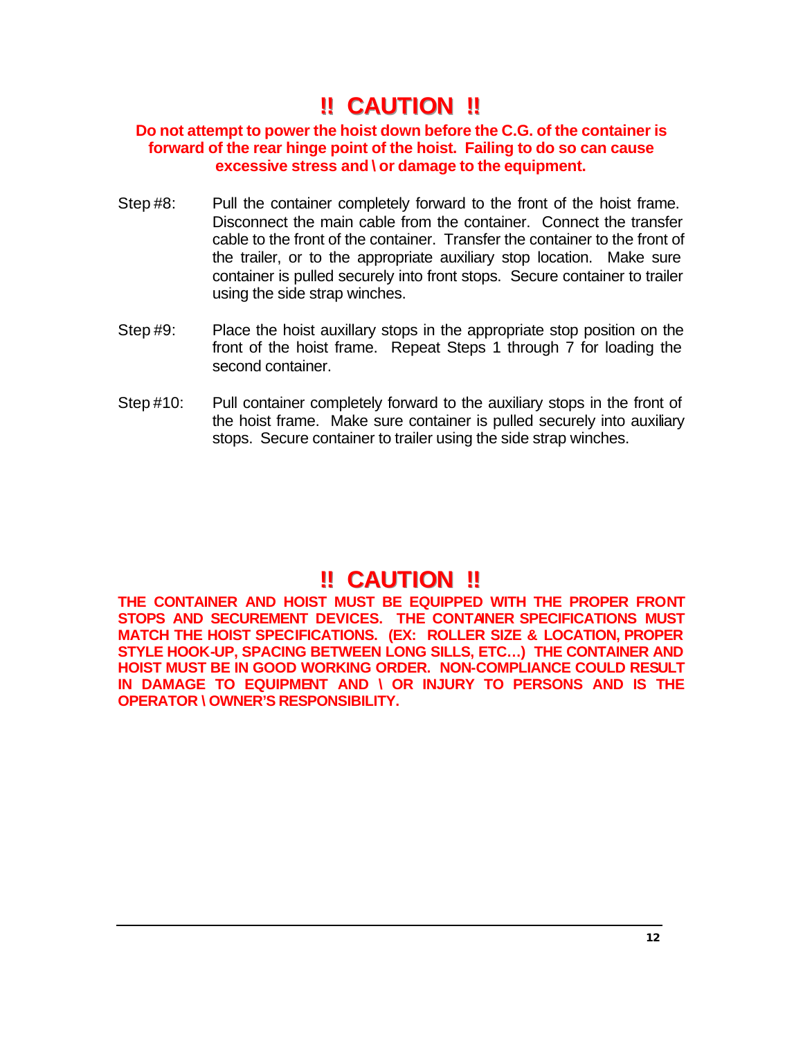## !! CAUTION !!

**Do not attempt to power the hoist down before the C.G. of the container is forward of the rear hinge point of the hoist. Failing to do so can cause excessive stress and \ or damage to the equipment.**

Step #8: Pull the container completely forward to the front of the hoist frame. Disconnect the main cable from the container. Connect the transfer cable to the front of the container. Transfer the container to the front of the trailer, or to the appropriate auxiliary stop location. Make sure container is pulled securely into front stops. Secure container to trailer using the side strap winches.

Step #9: Place the hoist auxillary stops in the appropriate stop position on the front of the hoist frame. Repeat Steps 1 through 7 for loading the second container.

Step #10: Pull container completely forward to the auxiliary stops in the front of the hoist frame. Make sure container is pulled securely into auxiliary stops. Secure container to trailer using the side strap winches.

## !! CAUTION !!

**THE CONTAINER AND HOIST MUST BE EQUIPPED WITH THE PROPER FRONT STOPS AND SECUREMENT DEVICES. THE CONTAINER SPECIFICATIONS MUST MATCH THE HOIST SPECIFICATIONS. (EX: ROLLER SIZE & LOCATION, PROPER STYLE HOOK-UP, SPACING BETWEEN LONG SILLS, ETC…) THE CONTAINER AND HOIST MUST BE IN GOOD WORKING ORDER. NON-COMPLIANCE COULD RESULT IN DAMAGE TO EQUIPMENT AND \ OR INJURY TO PERSONS AND IS THE OPERATOR \ OWNER'S RESPONSIBILITY.**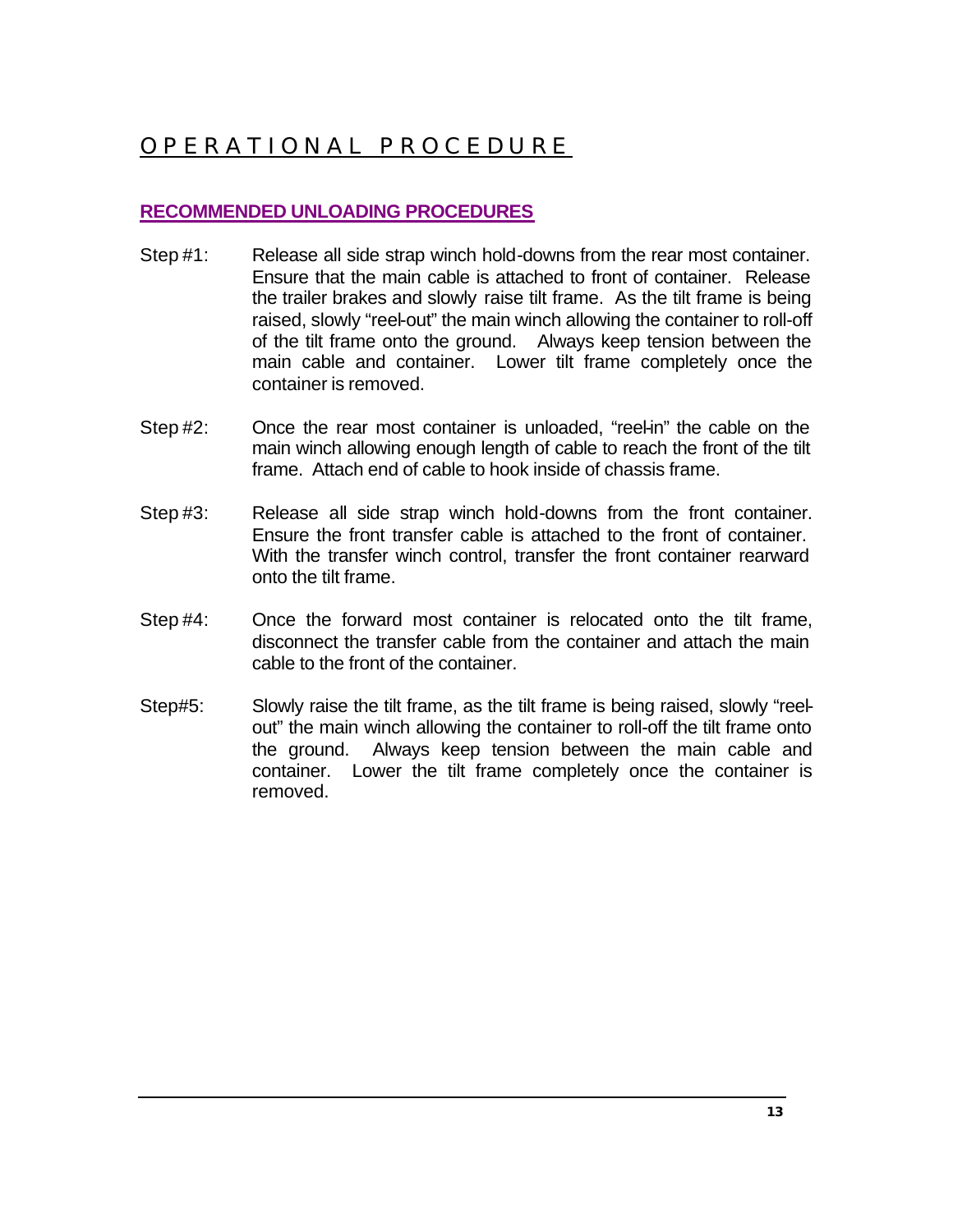# OPERATIONAL PROCEDURE

## RECOMMENDED UNLOADING PROCEDURES

Step #1: Release all side strap winch hold-downs from the rear most container. Ensure that the main cable is attached to front of container. Release the trailer brakes and slowly raise tilt frame. As the tilt frame is being raised, slowly "reel-out" the main winch allowing the container to roll-off of the tilt frame onto the ground. Always keep tension between the main cable and container. Lower tilt frame completely once the container is removed.

Step #2: Once the rear most container is unloaded, "reel-in" the cable on the main winch allowing enough length of cable to reach the front of the tilt frame. Attach end of cable to hook inside of chassis frame.

Step #3: Release all side strap winch hold-downs from the front container. Ensure the front transfer cable is attached to the front of container. With the transfer winch control, transfer the front container rearward onto the tilt frame.

Step #4: Once the forward most container is relocated onto the tilt frame, disconnect the transfer cable from the container and attach the main cable to the front of the container.

Step#5: Slowly raise the tilt frame, as the tilt frame is being raised, slowly "reel-out" the main winch allowing the container to roll-off the tilt frame onto the ground. Always keep tension between the main cable and container. Lower the tilt frame completely once the container is removed.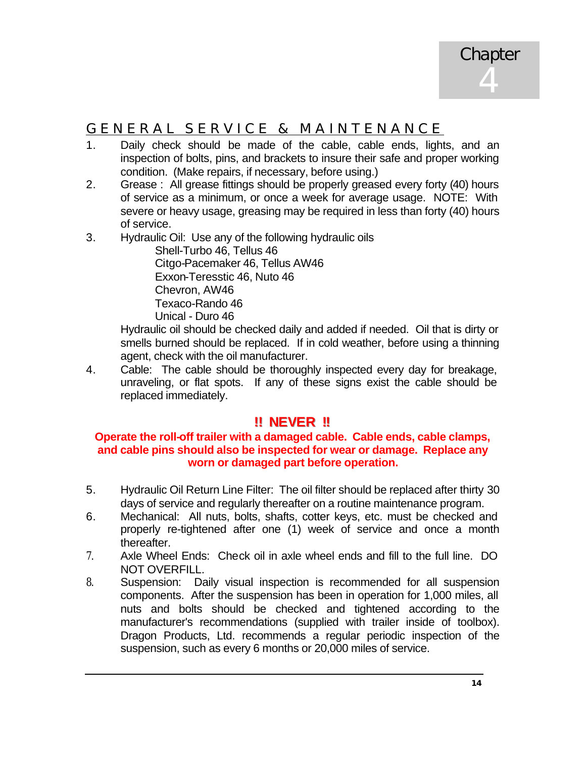# Chapter 4

## GENERAL SERVICE & MAINTENANCE

1. Daily check should be made of the cable, cable ends, lights, and an inspection of bolts, pins, and brackets to insure their safe and proper working condition. (Make repairs, if necessary, before using.)
2. Grease : All grease fittings should be properly greased every forty (40) hours of service as a minimum, or once a week for average usage. NOTE: With severe or heavy usage, greasing may be required in less than forty (40) hours of service.
3. Hydraulic Oil: Use any of the following hydraulic oils

   Shell-Turbo 46, Tellus 46
   Citgo-Pacemaker 46, Tellus AW46
   Exxon-Teresstic 46, Nuto 46
   Chevron, AW46
   Texaco-Rando 46
   Unical - Duro 46

   Hydraulic oil should be checked daily and added if needed. Oil that is dirty or smells burned should be replaced. If in cold weather, before using a thinning agent, check with the oil manufacturer.
4. Cable: The cable should be thoroughly inspected every day for breakage, unraveling, or flat spots. If any of these signs exist the cable should be replaced immediately.

**!! NEVER !!**

**Operate the roll-off trailer with a damaged cable. Cable ends, cable clamps, and cable pins should also be inspected for wear or damage. Replace any worn or damaged part before operation.**

5. Hydraulic Oil Return Line Filter: The oil filter should be replaced after thirty 30 days of service and regularly thereafter on a routine maintenance program.
6. Mechanical: All nuts, bolts, shafts, cotter keys, etc. must be checked and properly re-tightened after one (1) week of service and once a month thereafter.
7. Axle Wheel Ends: Check oil in axle wheel ends and fill to the full line. DO NOT OVERFILL.
8. Suspension: Daily visual inspection is recommended for all suspension components. After the suspension has been in operation for 1,000 miles, all nuts and bolts should be checked and tightened according to the manufacturer's recommendations (supplied with trailer inside of toolbox). Dragon Products, Ltd. recommends a regular periodic inspection of the suspension, such as every 6 months or 20,000 miles of service.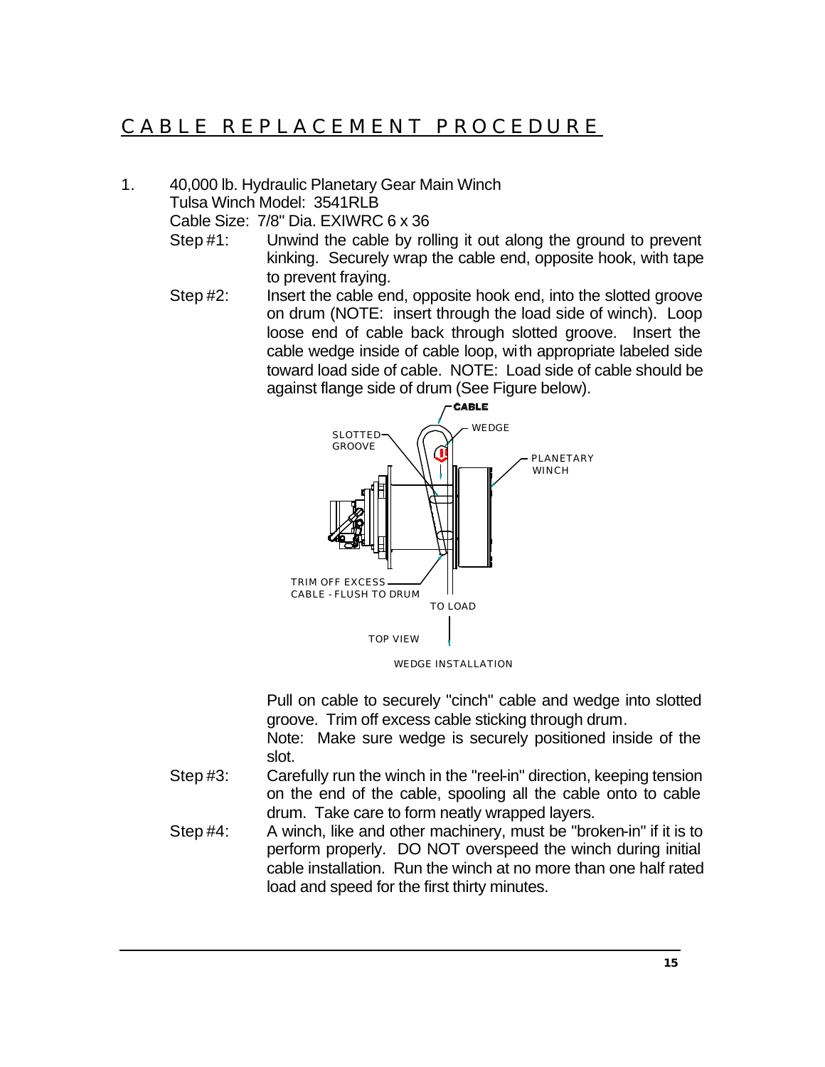# CABLE REPLACEMENT PROCEDURE

1. 40,000 lb. Hydraulic Planetary Gear Main Winch
   Tulsa Winch Model: 3541RLB
   Cable Size: 7/8" Dia. EXIWRC 6 x 36

   Step #1: Unwind the cable by rolling it out along the ground to prevent kinking. Securely wrap the cable end, opposite hook, with tape to prevent fraying.

   Step #2: Insert the cable end, opposite hook end, into the slotted groove on drum (NOTE: insert through the load side of winch). Loop loose end of cable back through slotted groove. Insert the cable wedge inside of cable loop, with appropriate labeled side toward load side of cable. NOTE: Load side of cable should be against flange side of drum (See Figure below).

   CABLE
   SLOTTED GROOVE
   WEDGE
   PLANETARY WINCH
   TRIM OFF EXCESS CABLE - FLUSH TO DRUM
   TO LOAD
   TOP VIEW

   WEDGE INSTALLATION

   Pull on cable to securely "cinch" cable and wedge into slotted groove. Trim off excess cable sticking through drum.
   Note: Make sure wedge is securely positioned inside of the slot.

   Step #3: Carefully run the winch in the "reel-in" direction, keeping tension on the end of the cable, spooling all the cable onto to cable drum. Take care to form neatly wrapped layers.

   Step #4: A winch, like and other machinery, must be "broken-in" if it is to perform properly. DO NOT overspeed the winch during initial cable installation. Run the winch at no more than one half rated load and speed for the first thirty minutes.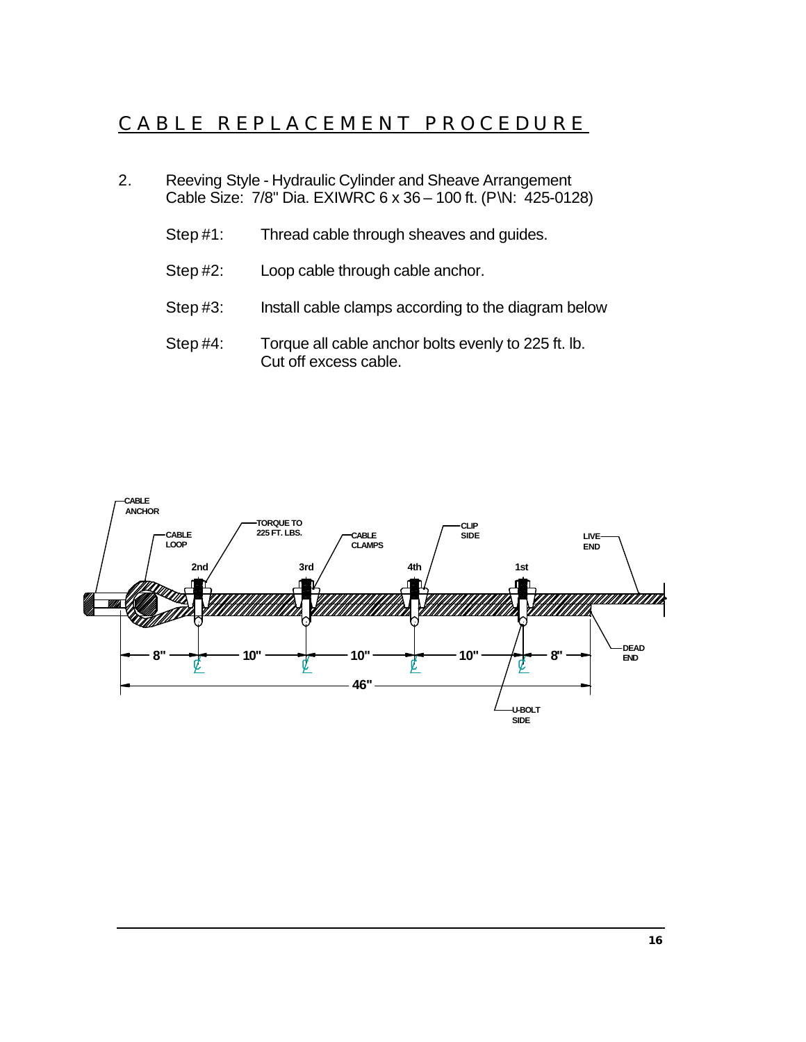# CABLE REPLACEMENT PROCEDURE

2. Reeving Style - Hydraulic Cylinder and Sheave Arrangement
   Cable Size: 7/8" Dia. EXIWRC 6 x 36 – 100 ft. (P\N: 425-0128)

   Step #1: Thread cable through sheaves and guides.

   Step #2: Loop cable through cable anchor.

   Step #3: Install cable clamps according to the diagram below

   Step #4: Torque all cable anchor bolts evenly to 225 ft. lb.
   Cut off excess cable.

CABLE ANCHOR

CABLE LOOP

TORQUE TO 225 FT. LBS.

CABLE CLAMPS

CLIP SIDE

LIVE END

2nd 3rd 4th 1st

DEAD END

8" 10" 10" 10" 8"

46"

U-BOLT SIDE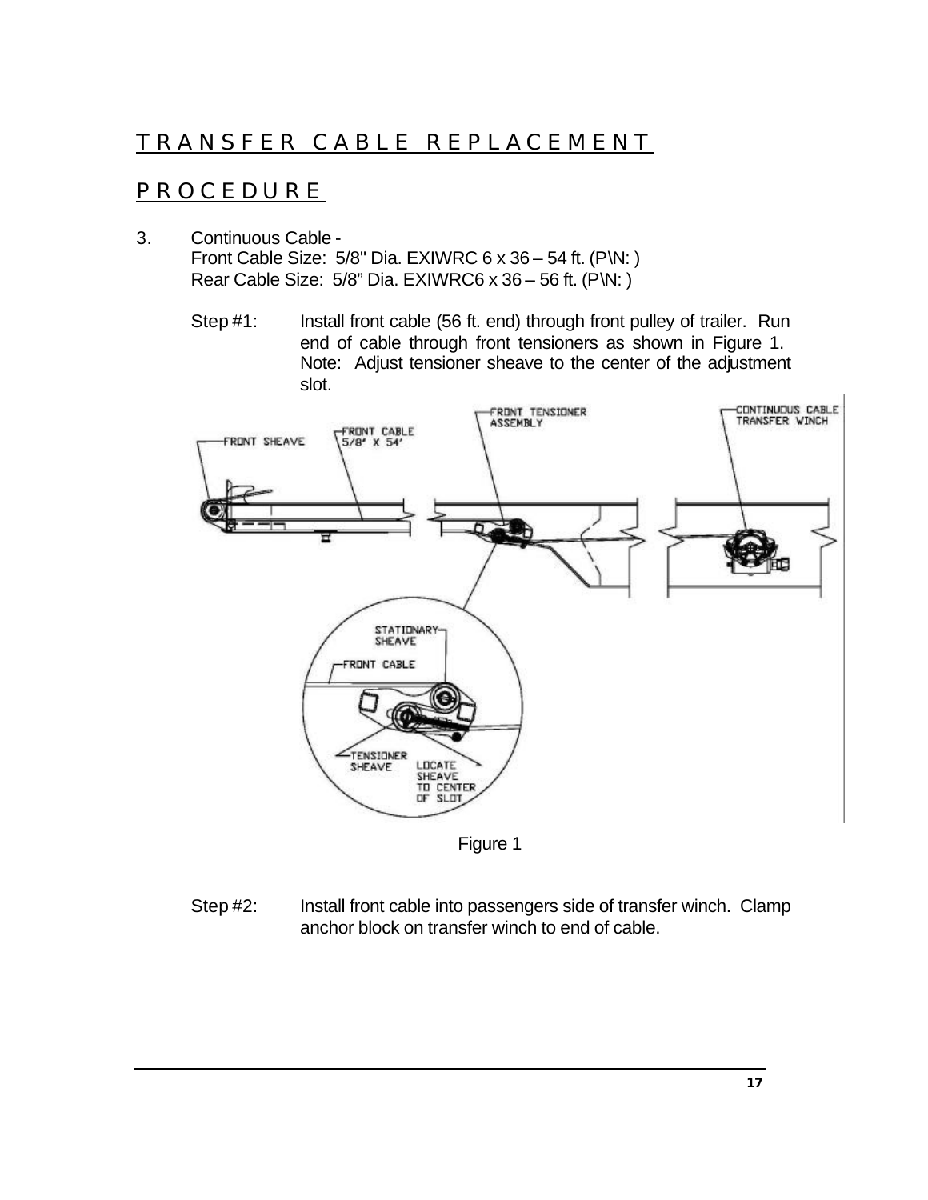# TRANSFER CABLE REPLACEMENT

# PROCEDURE

3. Continuous Cable -
   Front Cable Size: 5/8" Dia. EXIWRC 6 x 36 – 54 ft. (P\N: )
   Rear Cable Size: 5/8" Dia. EXIWRC6 x 36 – 56 ft. (P\N: )

   Step #1: Install front cable (56 ft. end) through front pulley of trailer. Run end of cable through front tensioners as shown in Figure 1. Note: Adjust tensioner sheave to the center of the adjustment slot.

Figure 1

   Step #2: Install front cable into passengers side of transfer winch. Clamp anchor block on transfer winch to end of cable.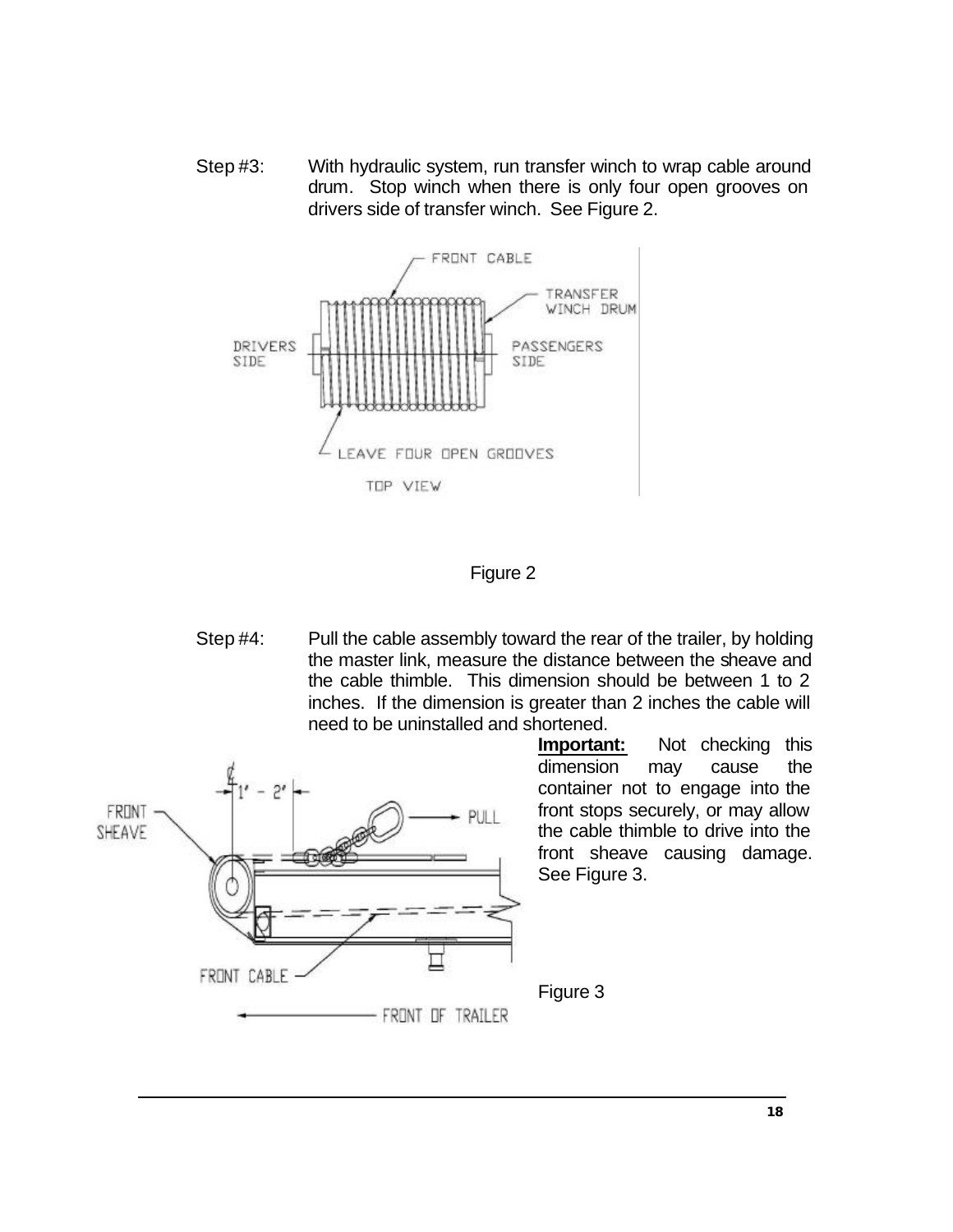Step #3: With hydraulic system, run transfer winch to wrap cable around drum. Stop winch when there is only four open grooves on drivers side of transfer winch. See Figure 2.

Figure 2

Step #4: Pull the cable assembly toward the rear of the trailer, by holding the master link, measure the distance between the sheave and the cable thimble. This dimension should be between 1 to 2 inches. If the dimension is greater than 2 inches the cable will need to be uninstalled and shortened.

**Important:** Not checking this dimension may cause the container not to engage into the front stops securely, or may allow the cable thimble to drive into the front sheave causing damage. See Figure 3.

Figure 3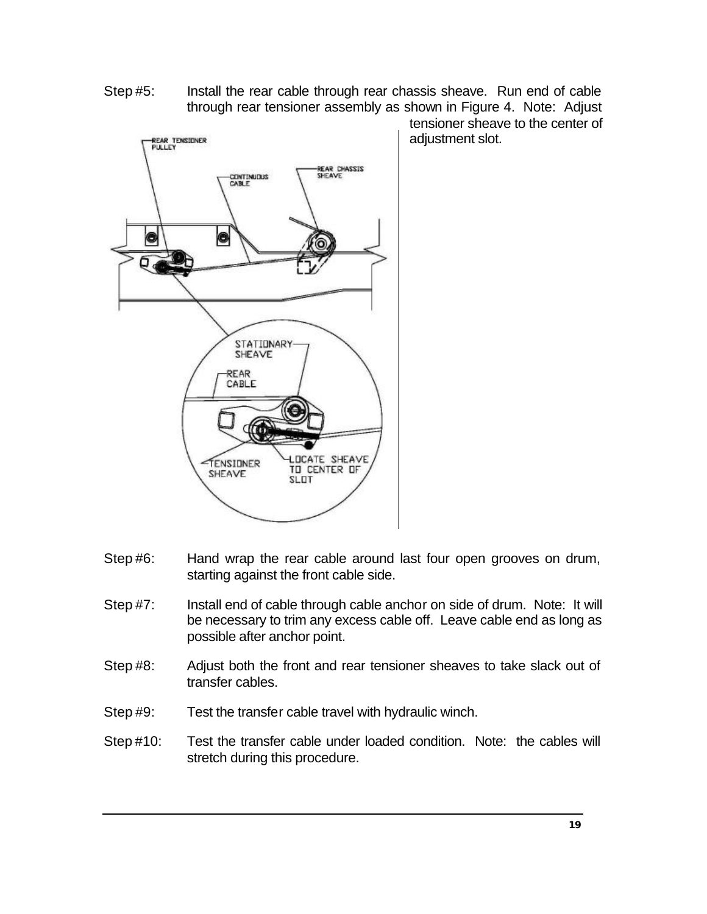Step #5: Install the rear cable through rear chassis sheave. Run end of cable through rear tensioner assembly as shown in Figure 4. Note: Adjust tensioner sheave to the center of adjustment slot.

Step #6: Hand wrap the rear cable around last four open grooves on drum, starting against the front cable side.

Step #7: Install end of cable through cable anchor on side of drum. Note: It will be necessary to trim any excess cable off. Leave cable end as long as possible after anchor point.

Step #8: Adjust both the front and rear tensioner sheaves to take slack out of transfer cables.

Step #9: Test the transfer cable travel with hydraulic winch.

Step #10: Test the transfer cable under loaded condition. Note: the cables will stretch during this procedure.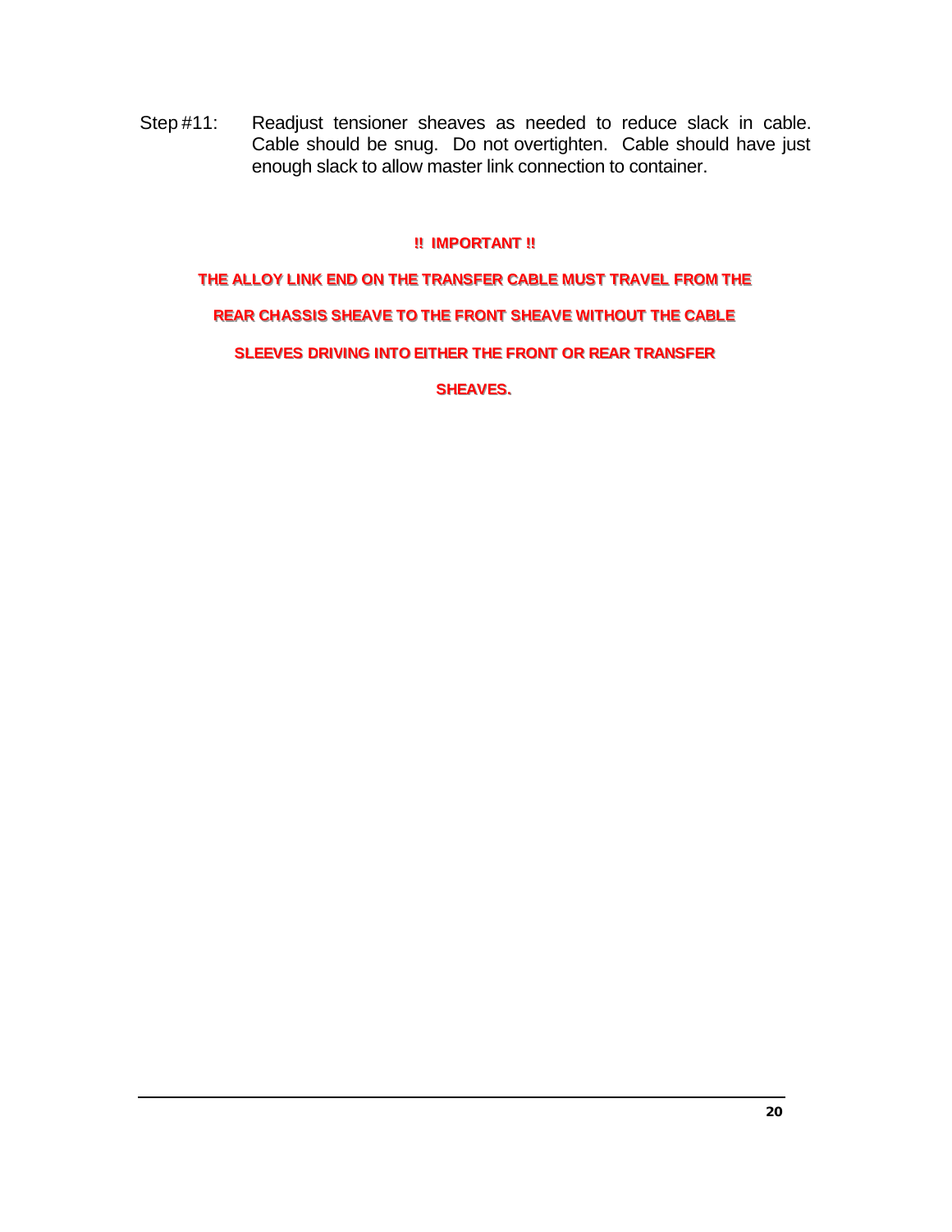Step #11: Readjust tensioner sheaves as needed to reduce slack in cable. Cable should be snug. Do not overtighten. Cable should have just enough slack to allow master link connection to container.

**!! IMPORTANT !!**

**THE ALLOY LINK END ON THE TRANSFER CABLE MUST TRAVEL FROM THE REAR CHASSIS SHEAVE TO THE FRONT SHEAVE WITHOUT THE CABLE SLEEVES DRIVING INTO EITHER THE FRONT OR REAR TRANSFER SHEAVES.**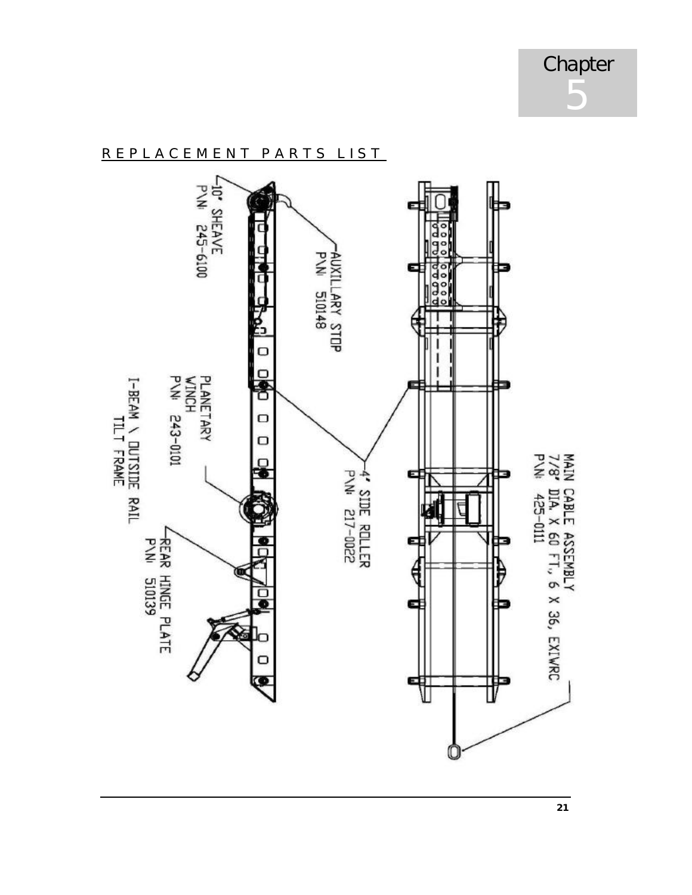Chapter
5

## REPLACEMENT PARTS LIST

10" SHEAVE
P\N: 245-6100

AUXILLARY STOP
P\N: 510148

PLANETARY
WINCH
P\N: 243-0101

I-BEAM \ OUTSIDE RAIL
TILT FRAME

4" SIDE ROLLER
P\N: 217-0022

REAR HINGE PLATE
P\N: 510139

MAIN CABLE ASSEMBLY
7/8" DIA. X 60 FT., 6 X 36, EXIWRC
P\N: 425-0111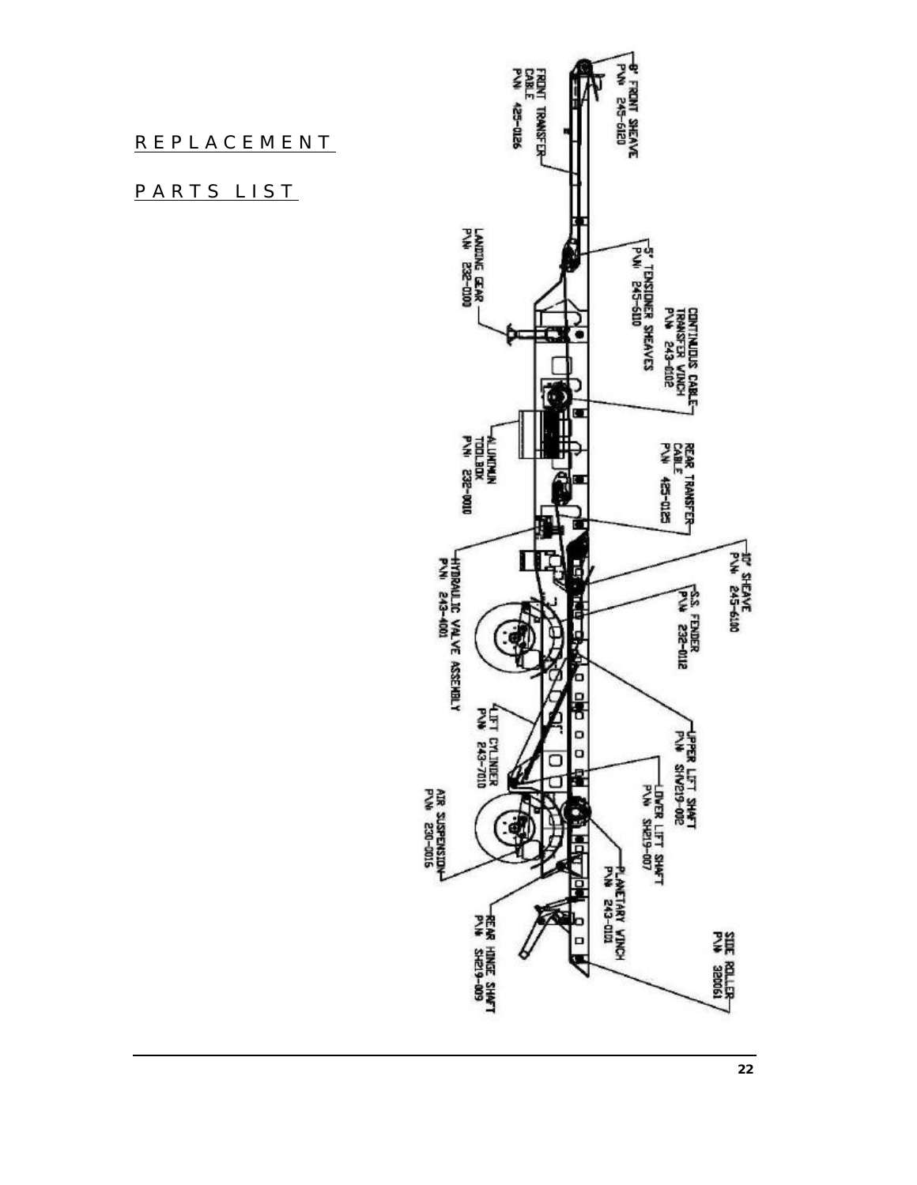# REPLACEMENT PARTS LIST

8" FRONT SHEAVE
P/N 245-6120

FRONT TRANSFER CABLE
P/N 425-0126

5" TENSIONER SHEAVE
P/N 245-6110

LANDING GEAR
P/N 232-0100

CONTINUOUS CABLE TRANSFER WINCH
P/N 243-0102

ALUMINUM TOOLBOX
P/N 232-0010

REAR TRANSFER CABLE
P/N 425-0125

10" SHEAVE
P/N 245-6100

HYDRAULIC VALVE ASSEMBLY
P/N 243-4001

S.S. FENDER
P/N 232-0112

UPPER LIFT SHAFT
P/N SHW219-002

LIFT CYLINDER
P/N 243-7010

LOWER LIFT SHAFT
P/N SH219-007

AIR SUSPENSION
P/N 230-0015

PLANETARY WINCH
P/N 243-0101

REAR HINGE SHAFT
P/N SH219-009

SIDE ROLLER
P/N 380061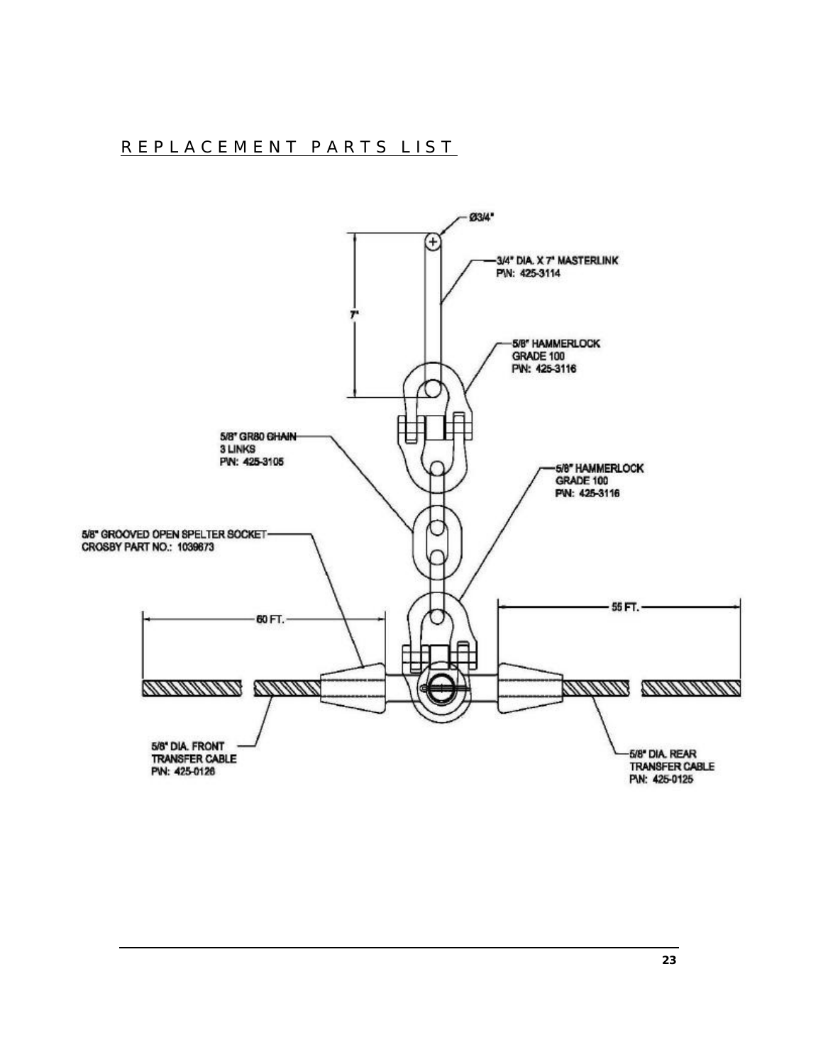## REPLACEMENT PARTS LIST

Ø3/4"

3/4" DIA. X 7" MASTERLINK
P\N: 425-3114

7"

5/8" HAMMERLOCK
GRADE 100
P\N: 425-3116

5/8" GR80 CHAIN
3 LINKS
P\N: 425-3105

5/8" HAMMERLOCK
GRADE 100
P\N: 425-3116

5/8" GROOVED OPEN SPELTER SOCKET
CROSBY PART NO.: 1039673

60 FT.

55 FT.

5/8" DIA. FRONT
TRANSFER CABLE
P\N: 425-0126

5/8" DIA. REAR
TRANSFER CABLE
P\N: 425-0125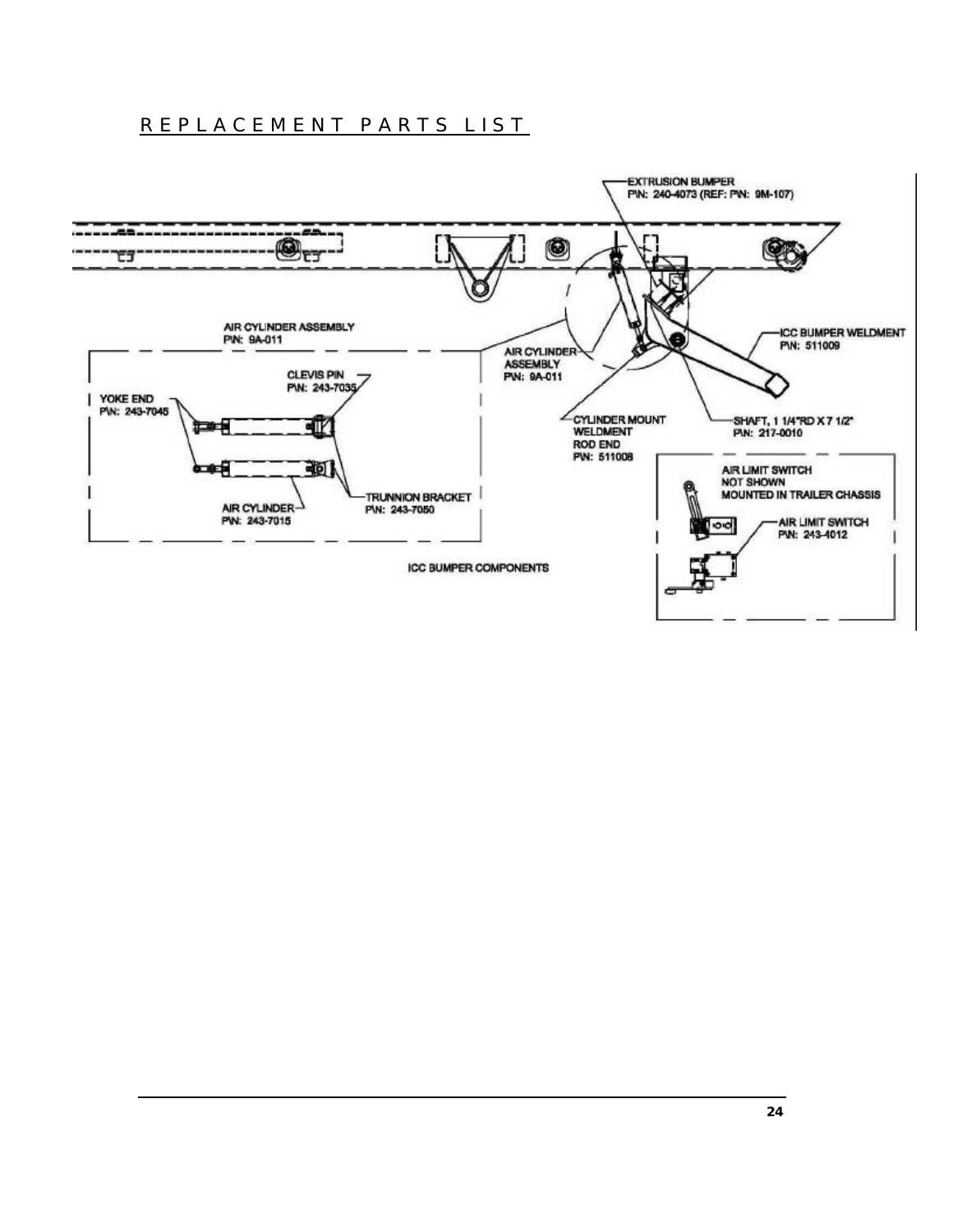# REPLACEMENT PARTS LIST

EXTRUSION BUMPER
P\N: 240-4073 (REF: P\N: 9M-107)

AIR CYLINDER ASSEMBLY
P\N: 9A-011

ICC BUMPER WELDMENT
P\N: 511009

AIR CYLINDER ASSEMBLY
P\N: 9A-011

CLEVIS PIN
P\N: 243-7035

YOKE END
P\N: 243-7045

CYLINDER MOUNT WELDMENT ROD END
P\N: 511008

SHAFT, 1 1/4"RD X 7 1/2"
P\N: 217-0010

AIR LIMIT SWITCH
NOT SHOWN
MOUNTED IN TRAILER CHASSIS

AIR CYLINDER
P\N: 243-7015

TRUNNION BRACKET
P\N: 243-7050

AIR LIMIT SWITCH
P\N: 243-4012

ICC BUMPER COMPONENTS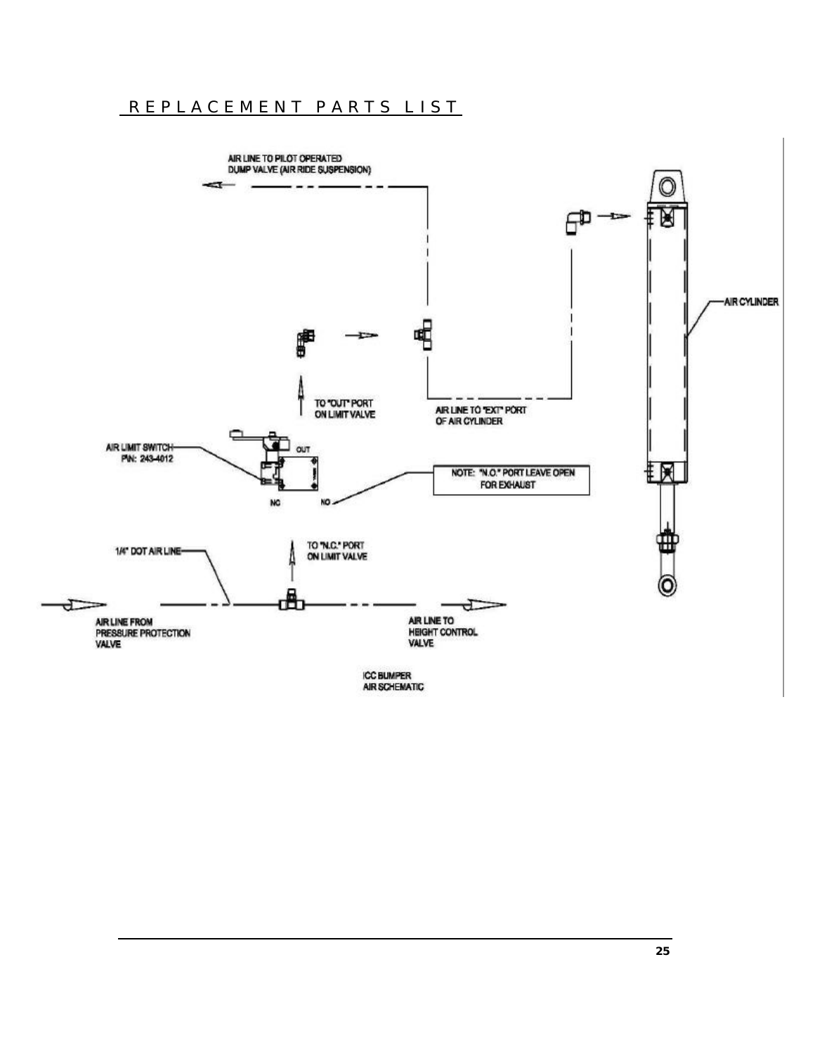## REPLACEMENT PARTS LIST

AIR LINE TO PILOT OPERATED DUMP VALVE (AIR RIDE SUSPENSION)

AIR CYLINDER

TO "OUT" PORT ON LIMIT VALVE

AIR LINE TO "EXT" PORT OF AIR CYLINDER

AIR LIMIT SWITCH P/N: 243-4012

OUT

NC

NO

NOTE: "N.O." PORT LEAVE OPEN FOR EXHAUST

1/4" DOT AIR LINE

TO "N.C." PORT ON LIMIT VALVE

AIR LINE FROM PRESSURE PROTECTION VALVE

AIR LINE TO HEIGHT CONTROL VALVE

ICC BUMPER AIR SCHEMATIC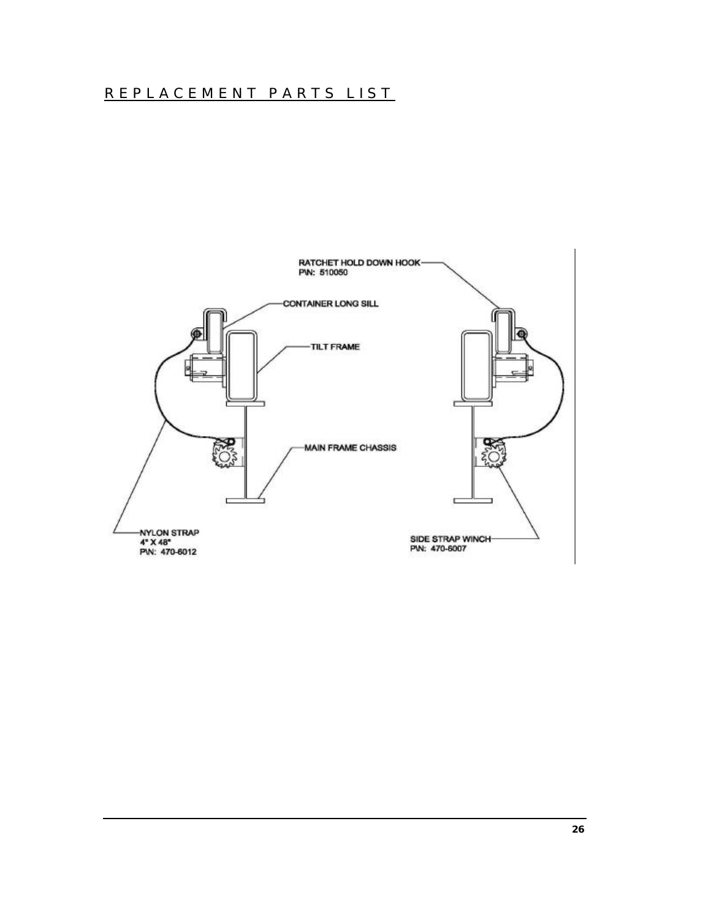# REPLACEMENT PARTS LIST

RATCHET HOLD DOWN HOOK
P\N: 510050

CONTAINER LONG SILL

TILT FRAME

MAIN FRAME CHASSIS

NYLON STRAP
4" X 48"
P\N: 470-6012

SIDE STRAP WINCH
P\N: 470-6007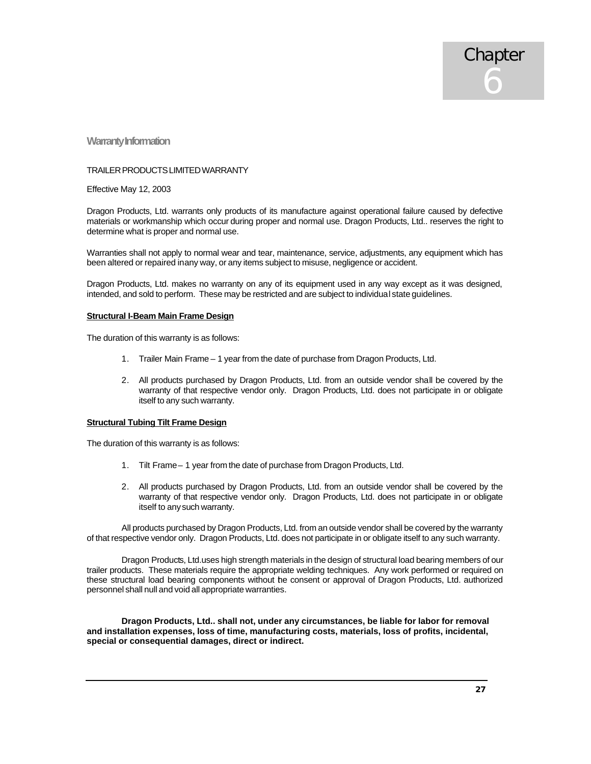# Chapter 6

## Warranty Information

TRAILER PRODUCTS LIMITED WARRANTY

Effective May 12, 2003

Dragon Products, Ltd. warrants only products of its manufacture against operational failure caused by defective materials or workmanship which occur during proper and normal use. Dragon Products, Ltd.. reserves the right to determine what is proper and normal use.

Warranties shall not apply to normal wear and tear, maintenance, service, adjustments, any equipment which has been altered or repaired in any way, or any items subject to misuse, negligence or accident.

Dragon Products, Ltd. makes no warranty on any of its equipment used in any way except as it was designed, intended, and sold to perform. These may be restricted and are subject to individual state guidelines.

**Structural I-Beam Main Frame Design**

The duration of this warranty is as follows:

1. Trailer Main Frame – 1 year from the date of purchase from Dragon Products, Ltd.

2. All products purchased by Dragon Products, Ltd. from an outside vendor shall be covered by the warranty of that respective vendor only. Dragon Products, Ltd. does not participate in or obligate itself to any such warranty.

**Structural Tubing Tilt Frame Design**

The duration of this warranty is as follows:

1. Tilt Frame – 1 year from the date of purchase from Dragon Products, Ltd.

2. All products purchased by Dragon Products, Ltd. from an outside vendor shall be covered by the warranty of that respective vendor only. Dragon Products, Ltd. does not participate in or obligate itself to any such warranty.

All products purchased by Dragon Products, Ltd. from an outside vendor shall be covered by the warranty of that respective vendor only. Dragon Products, Ltd. does not participate in or obligate itself to any such warranty.

Dragon Products, Ltd. uses high strength materials in the design of structural load bearing members of our trailer products. These materials require the appropriate welding techniques. Any work performed or required on these structural load bearing components without the consent or approval of Dragon Products, Ltd. authorized personnel shall null and void all appropriate warranties.

**Dragon Products, Ltd.. shall not, under any circumstances, be liable for labor for removal and installation expenses, loss of time, manufacturing costs, materials, loss of profits, incidental, special or consequential damages, direct or indirect.**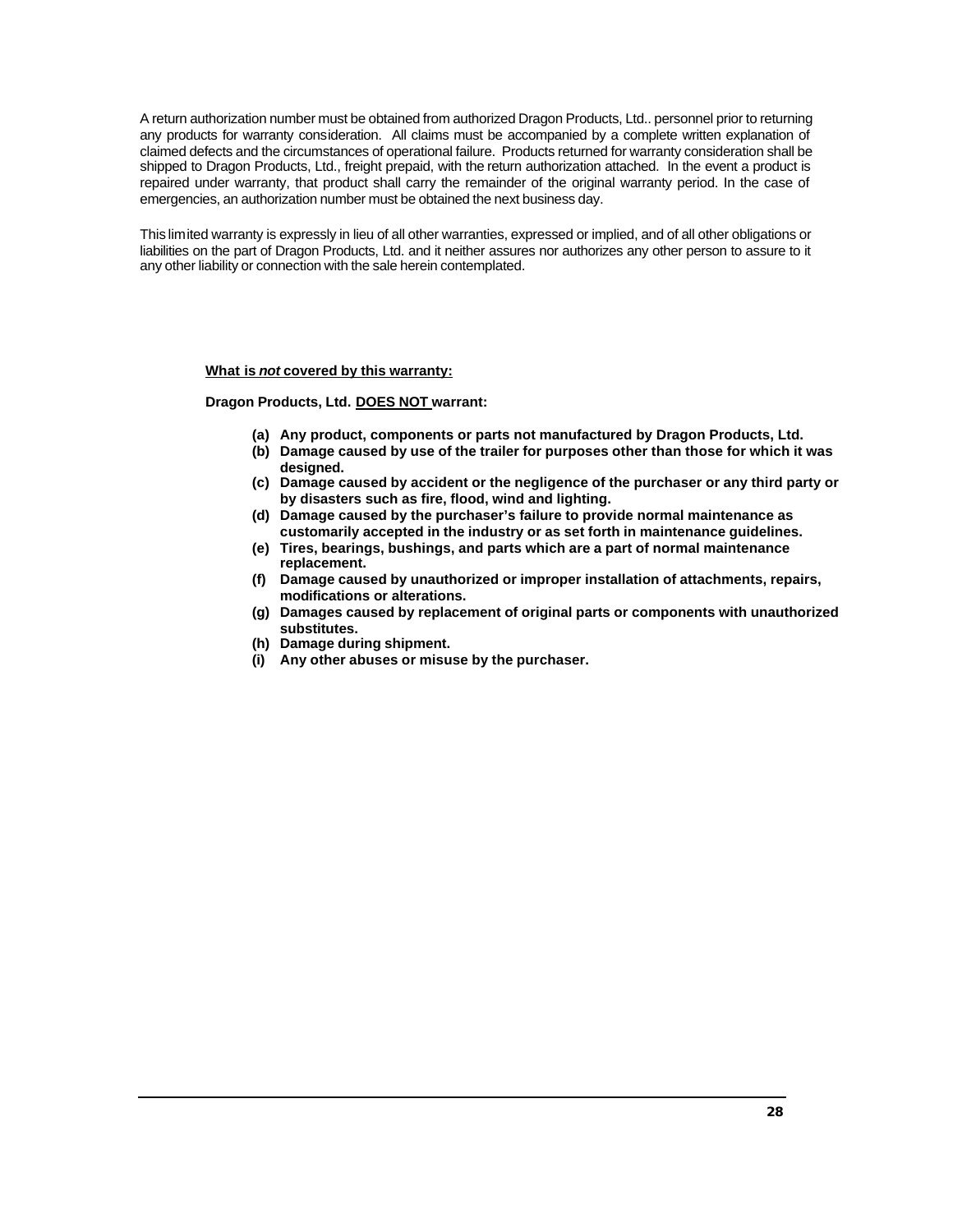A return authorization number must be obtained from authorized Dragon Products, Ltd.. personnel prior to returning any products for warranty consideration. All claims must be accompanied by a complete written explanation of claimed defects and the circumstances of operational failure. Products returned for warranty consideration shall be shipped to Dragon Products, Ltd., freight prepaid, with the return authorization attached. In the event a product is repaired under warranty, that product shall carry the remainder of the original warranty period. In the case of emergencies, an authorization number must be obtained the next business day.

This limited warranty is expressly in lieu of all other warranties, expressed or implied, and of all other obligations or liabilities on the part of Dragon Products, Ltd. and it neither assures nor authorizes any other person to assure to it any other liability or connection with the sale herein contemplated.

**<u>What is *not* covered by this warranty:</u>**

**Dragon Products, Ltd. <u>DOES NOT</u> warrant:**

- **(a) Any product, components or parts not manufactured by Dragon Products, Ltd.**
- **(b) Damage caused by use of the trailer for purposes other than those for which it was designed.**
- **(c) Damage caused by accident or the negligence of the purchaser or any third party or by disasters such as fire, flood, wind and lighting.**
- **(d) Damage caused by the purchaser's failure to provide normal maintenance as customarily accepted in the industry or as set forth in maintenance guidelines.**
- **(e) Tires, bearings, bushings, and parts which are a part of normal maintenance replacement.**
- **(f) Damage caused by unauthorized or improper installation of attachments, repairs, modifications or alterations.**
- **(g) Damages caused by replacement of original parts or components with unauthorized substitutes.**
- **(h) Damage during shipment.**
- **(i) Any other abuses or misuse by the purchaser.**